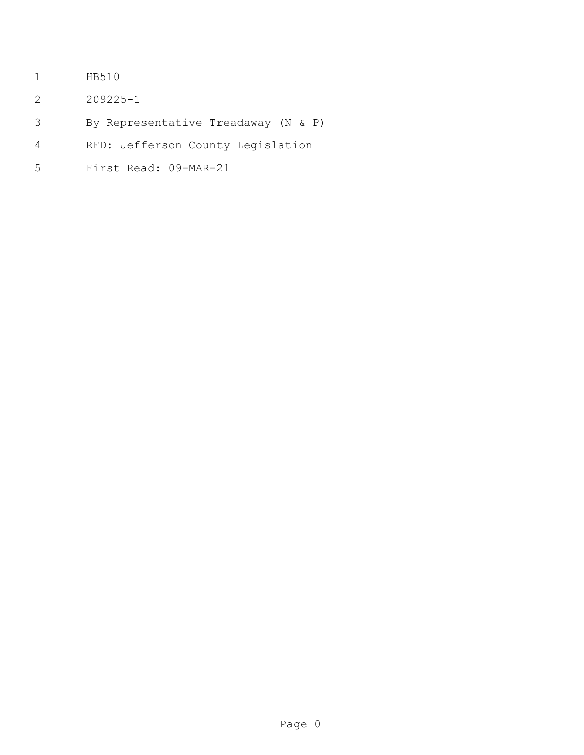HB510

209225-1

By Representative Treadaway (N & P)

RFD: Jefferson County Legislation

First Read: 09-MAR-21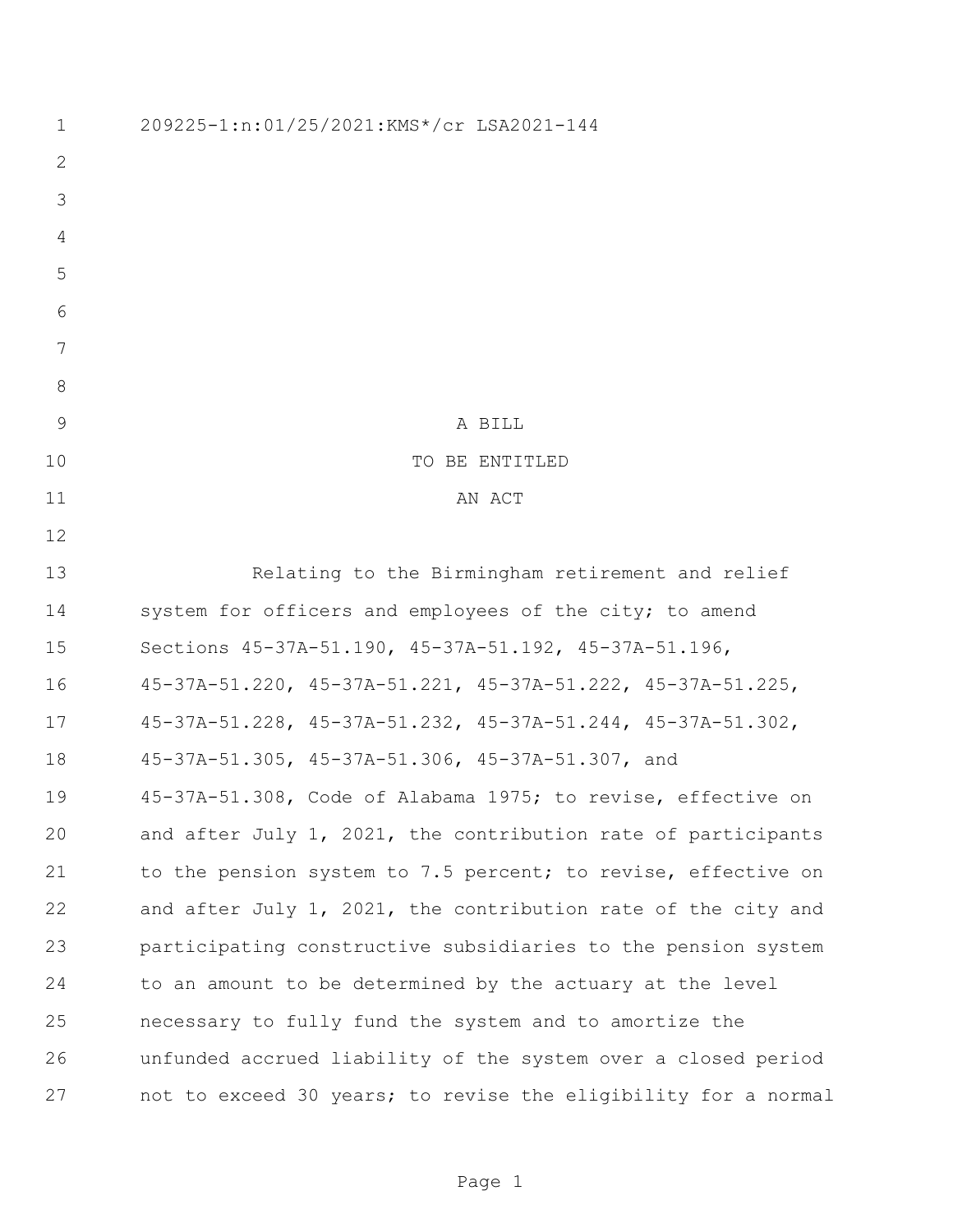209225-1:n:01/25/2021:KMS*/cr LSA2021-144

A BILL

TO BE ENTITLED

AN ACT

Relating to the Birmingham retirement and relief system for officers and employees of the city; to amend Sections 45-37A-51.190, 45-37A-51.192, 45-37A-51.196, 45-37A-51.220, 45-37A-51.221, 45-37A-51.222, 45-37A-51.225, 45-37A-51.228, 45-37A-51.232, 45-37A-51.244, 45-37A-51.302, 45-37A-51.305, 45-37A-51.306, 45-37A-51.307, and 45-37A-51.308, Code of Alabama 1975; to revise, effective on and after July 1, 2021, the contribution rate of participants to the pension system to 7.5 percent; to revise, effective on and after July 1, 2021, the contribution rate of the city and participating constructive subsidiaries to the pension system to an amount to be determined by the actuary at the level necessary to fully fund the system and to amortize the unfunded accrued liability of the system over a closed period not to exceed 30 years; to revise the eligibility for a normal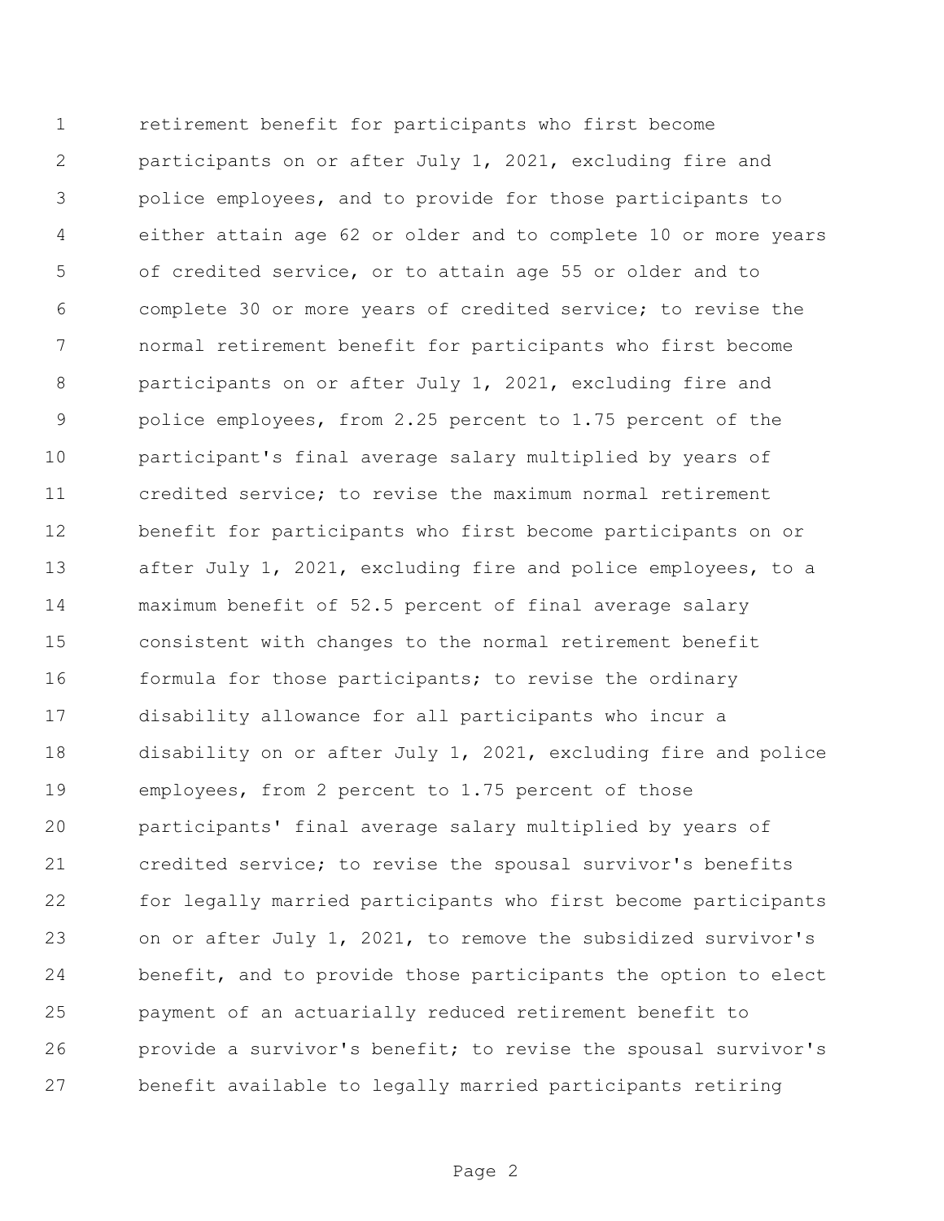retirement benefit for participants who first become participants on or after July 1, 2021, excluding fire and police employees, and to provide for those participants to either attain age 62 or older and to complete 10 or more years of credited service, or to attain age 55 or older and to complete 30 or more years of credited service; to revise the normal retirement benefit for participants who first become participants on or after July 1, 2021, excluding fire and police employees, from 2.25 percent to 1.75 percent of the participant's final average salary multiplied by years of credited service; to revise the maximum normal retirement benefit for participants who first become participants on or after July 1, 2021, excluding fire and police employees, to a maximum benefit of 52.5 percent of final average salary consistent with changes to the normal retirement benefit formula for those participants; to revise the ordinary disability allowance for all participants who incur a disability on or after July 1, 2021, excluding fire and police employees, from 2 percent to 1.75 percent of those participants' final average salary multiplied by years of credited service; to revise the spousal survivor's benefits for legally married participants who first become participants on or after July 1, 2021, to remove the subsidized survivor's benefit, and to provide those participants the option to elect payment of an actuarially reduced retirement benefit to provide a survivor's benefit; to revise the spousal survivor's benefit available to legally married participants retiring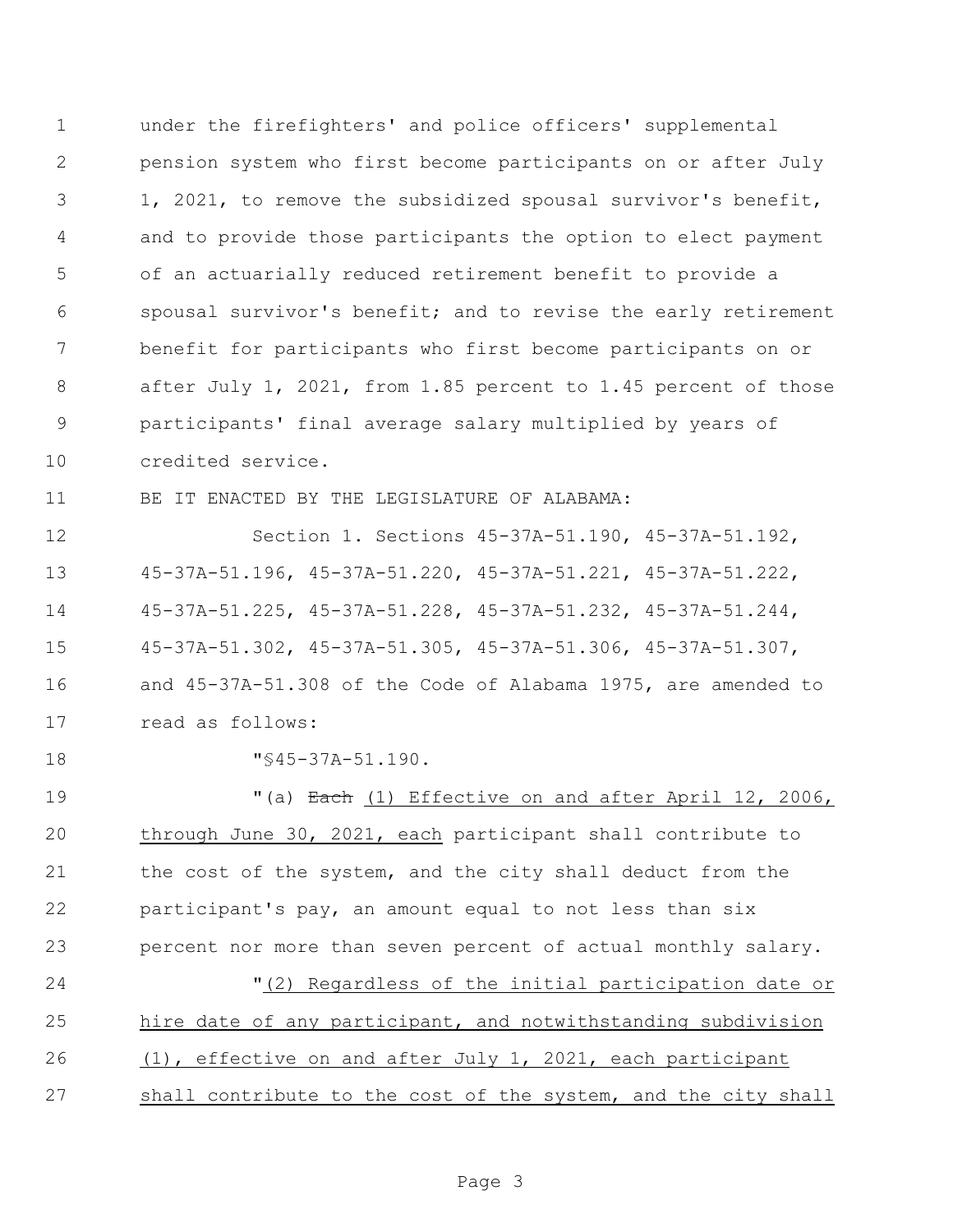under the firefighters' and police officers' supplemental pension system who first become participants on or after July 1, 2021, to remove the subsidized spousal survivor's benefit, and to provide those participants the option to elect payment of an actuarially reduced retirement benefit to provide a spousal survivor's benefit; and to revise the early retirement benefit for participants who first become participants on or after July 1, 2021, from 1.85 percent to 1.45 percent of those participants' final average salary multiplied by years of credited service.

BE IT ENACTED BY THE LEGISLATURE OF ALABAMA:

Section 1. Sections 45-37A-51.190, 45-37A-51.192, 45-37A-51.196, 45-37A-51.220, 45-37A-51.221, 45-37A-51.222, 45-37A-51.225, 45-37A-51.228, 45-37A-51.232, 45-37A-51.244, 45-37A-51.302, 45-37A-51.305, 45-37A-51.306, 45-37A-51.307, and 45-37A-51.308 of the Code of Alabama 1975, are amended to read as follows:

"§45-37A-51.190.

"(a) ~~Each~~ <u>(1) Effective on and after April 12, 2006, through June 30, 2021, each</u> participant shall contribute to the cost of the system, and the city shall deduct from the participant's pay, an amount equal to not less than six percent nor more than seven percent of actual monthly salary.

"<u>(2) Regardless of the initial participation date or hire date of any participant, and notwithstanding subdivision (1), effective on and after July 1, 2021, each participant shall contribute to the cost of the system, and the city shall</u>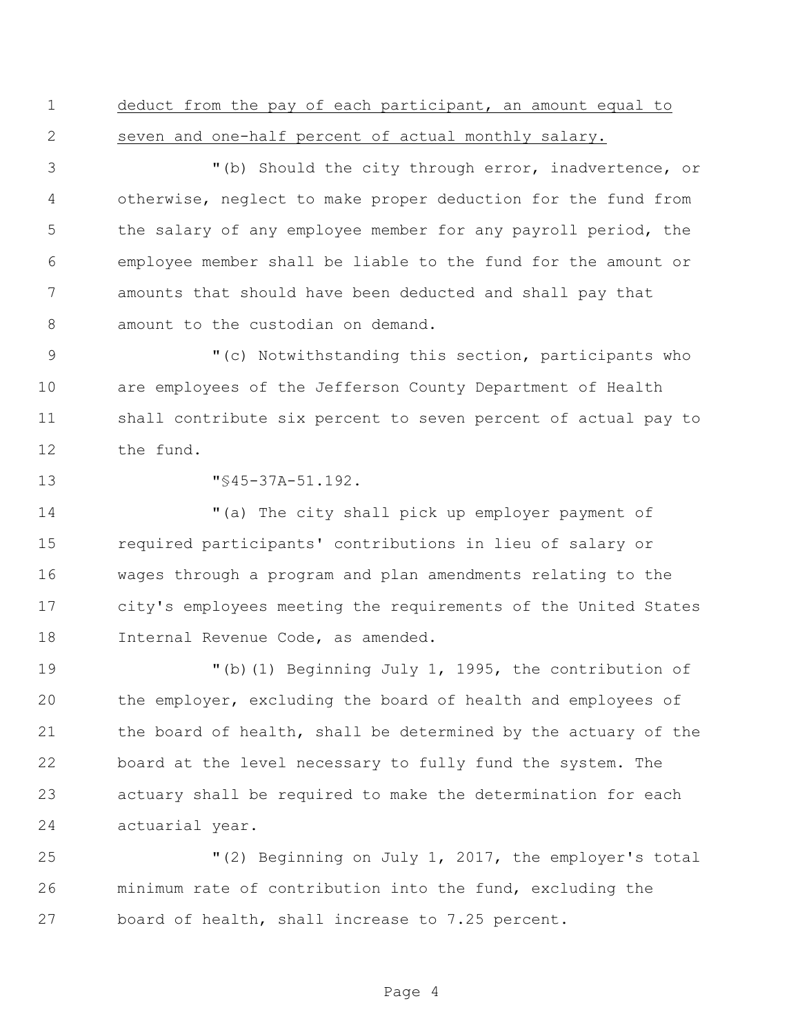deduct from the pay of each participant, an amount equal to seven and one-half percent of actual monthly salary.

"(b) Should the city through error, inadvertence, or otherwise, neglect to make proper deduction for the fund from the salary of any employee member for any payroll period, the employee member shall be liable to the fund for the amount or amounts that should have been deducted and shall pay that amount to the custodian on demand.

"(c) Notwithstanding this section, participants who are employees of the Jefferson County Department of Health shall contribute six percent to seven percent of actual pay to the fund.

"§45-37A-51.192.

"(a) The city shall pick up employer payment of required participants' contributions in lieu of salary or wages through a program and plan amendments relating to the city's employees meeting the requirements of the United States Internal Revenue Code, as amended.

"(b)(1) Beginning July 1, 1995, the contribution of the employer, excluding the board of health and employees of the board of health, shall be determined by the actuary of the board at the level necessary to fully fund the system. The actuary shall be required to make the determination for each actuarial year.

"(2) Beginning on July 1, 2017, the employer's total minimum rate of contribution into the fund, excluding the board of health, shall increase to 7.25 percent.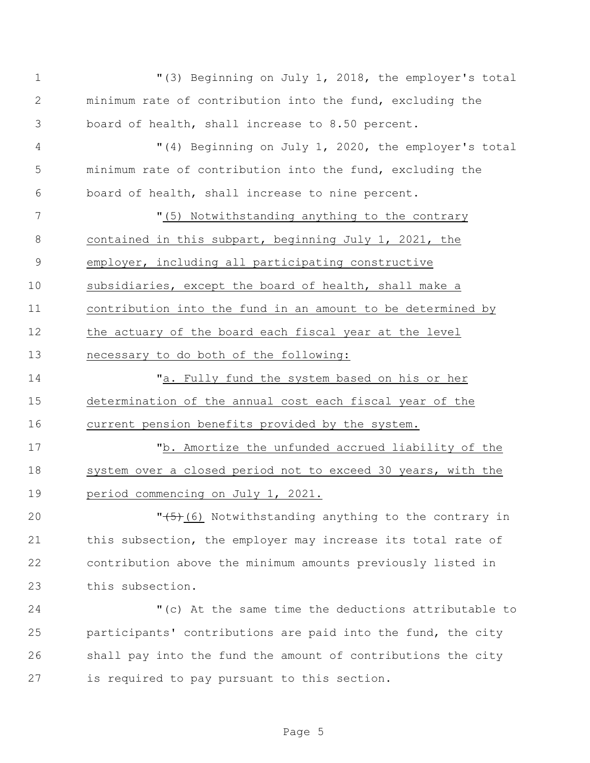"(3) Beginning on July 1, 2018, the employer's total minimum rate of contribution into the fund, excluding the board of health, shall increase to 8.50 percent.

"(4) Beginning on July 1, 2020, the employer's total minimum rate of contribution into the fund, excluding the board of health, shall increase to nine percent.

"<u>(5) Notwithstanding anything to the contrary contained in this subpart, beginning July 1, 2021, the employer, including all participating constructive subsidiaries, except the board of health, shall make a contribution into the fund in an amount to be determined by the actuary of the board each fiscal year at the level necessary to do both of the following:</u>

"<u>a. Fully fund the system based on his or her determination of the annual cost each fiscal year of the current pension benefits provided by the system.</u>

"<u>b. Amortize the unfunded accrued liability of the system over a closed period not to exceed 30 years, with the period commencing on July 1, 2021.</u>

"~~(5)~~<u>(6)</u> Notwithstanding anything to the contrary in this subsection, the employer may increase its total rate of contribution above the minimum amounts previously listed in this subsection.

"(c) At the same time the deductions attributable to participants' contributions are paid into the fund, the city shall pay into the fund the amount of contributions the city is required to pay pursuant to this section.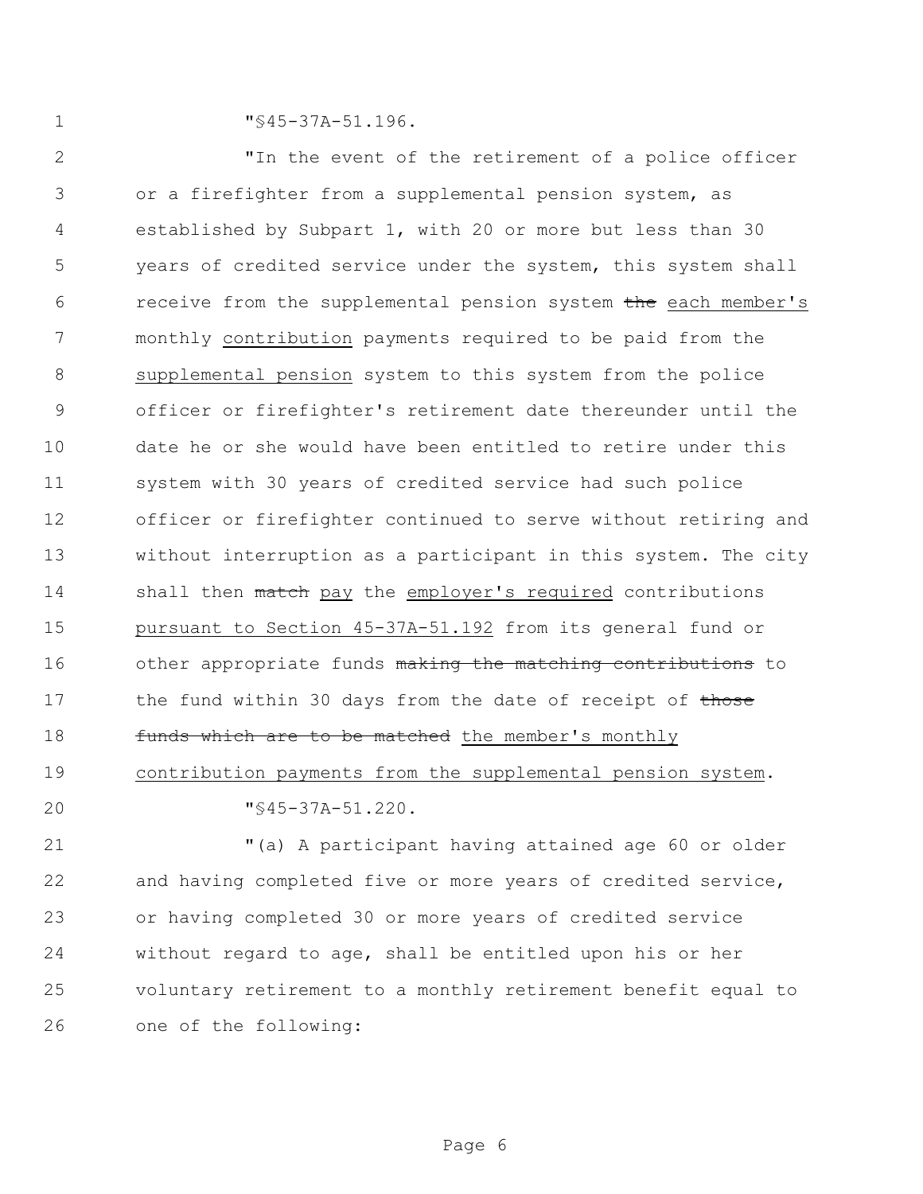"§45-37A-51.196.

"In the event of the retirement of a police officer or a firefighter from a supplemental pension system, as established by Subpart 1, with 20 or more but less than 30 years of credited service under the system, this system shall receive from the supplemental pension system ~~the~~ <u>each member's</u> monthly <u>contribution</u> payments required to be paid from the <u>supplemental pension</u> system to this system from the police officer or firefighter's retirement date thereunder until the date he or she would have been entitled to retire under this system with 30 years of credited service had such police officer or firefighter continued to serve without retiring and without interruption as a participant in this system. The city shall then ~~match~~ <u>pay</u> the <u>employer's required</u> contributions <u>pursuant to Section 45-37A-51.192</u> from its general fund or other appropriate funds ~~making the matching contributions~~ to the fund within 30 days from the date of receipt of ~~those funds which are to be matched~~ <u>the member's monthly contribution payments from the supplemental pension system</u>.

"§45-37A-51.220.

"(a) A participant having attained age 60 or older and having completed five or more years of credited service, or having completed 30 or more years of credited service without regard to age, shall be entitled upon his or her voluntary retirement to a monthly retirement benefit equal to one of the following: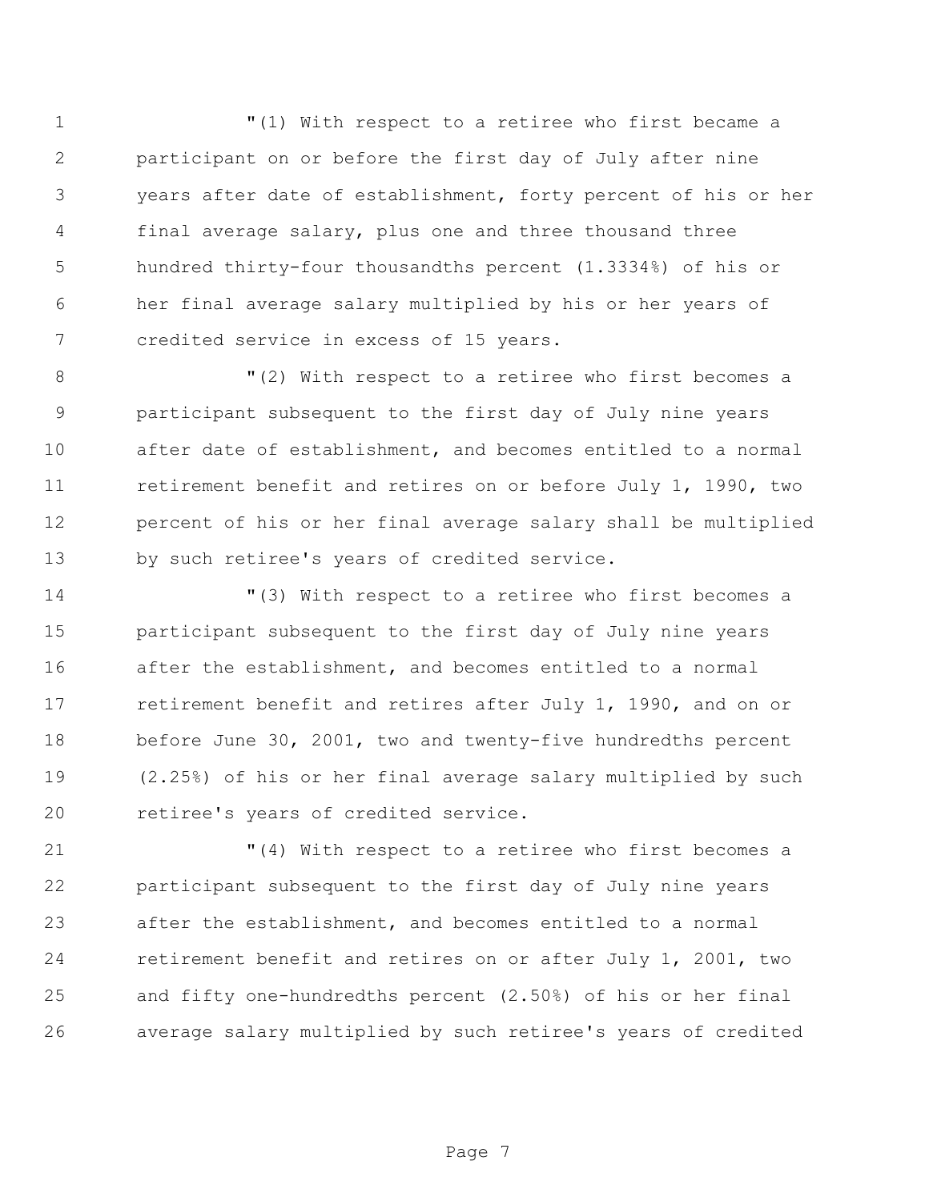"(1) With respect to a retiree who first became a participant on or before the first day of July after nine years after date of establishment, forty percent of his or her final average salary, plus one and three thousand three hundred thirty-four thousandths percent (1.3334%) of his or her final average salary multiplied by his or her years of credited service in excess of 15 years.

"(2) With respect to a retiree who first becomes a participant subsequent to the first day of July nine years after date of establishment, and becomes entitled to a normal retirement benefit and retires on or before July 1, 1990, two percent of his or her final average salary shall be multiplied by such retiree's years of credited service.

"(3) With respect to a retiree who first becomes a participant subsequent to the first day of July nine years after the establishment, and becomes entitled to a normal retirement benefit and retires after July 1, 1990, and on or before June 30, 2001, two and twenty-five hundredths percent (2.25%) of his or her final average salary multiplied by such retiree's years of credited service.

"(4) With respect to a retiree who first becomes a participant subsequent to the first day of July nine years after the establishment, and becomes entitled to a normal retirement benefit and retires on or after July 1, 2001, two and fifty one-hundredths percent (2.50%) of his or her final average salary multiplied by such retiree's years of credited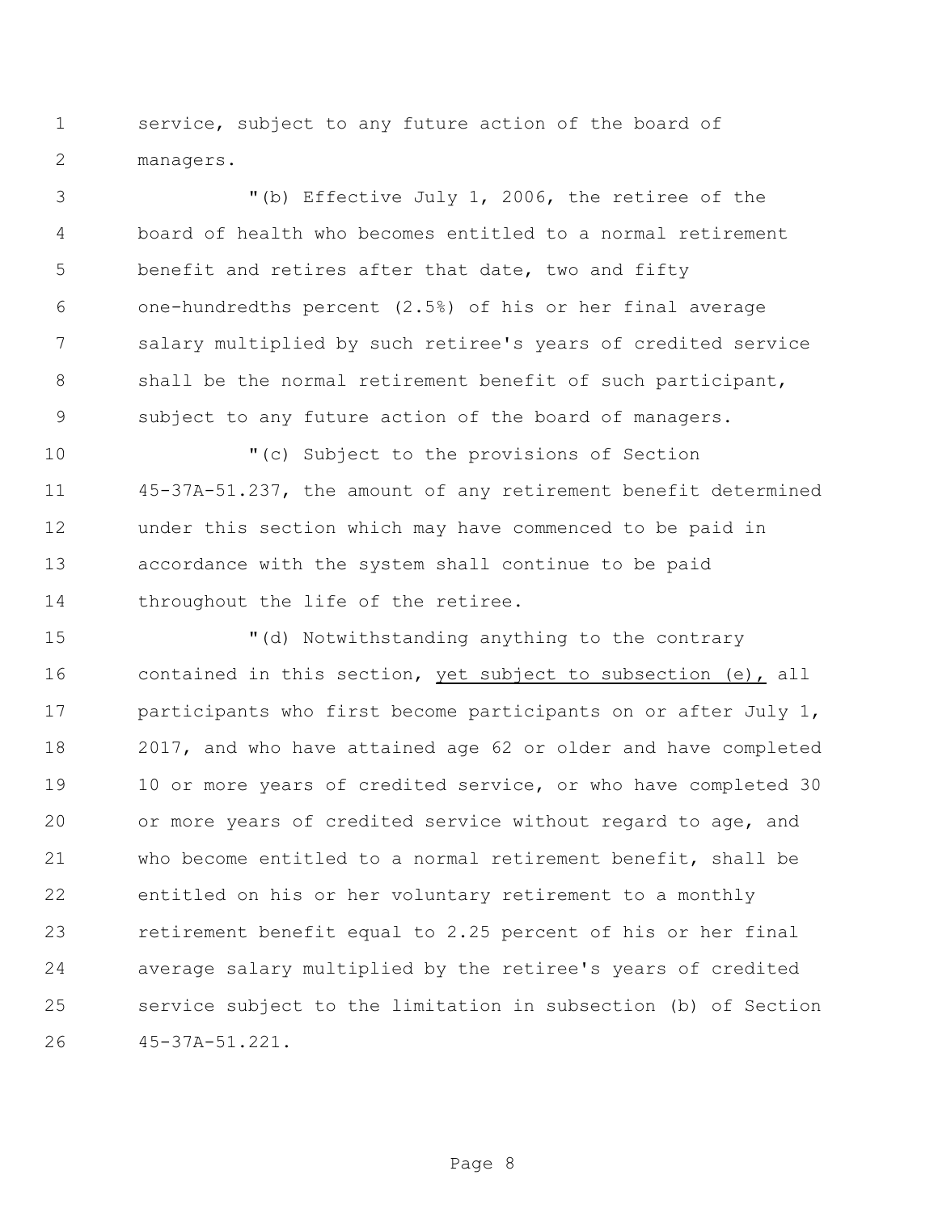service, subject to any future action of the board of managers.

"(b) Effective July 1, 2006, the retiree of the board of health who becomes entitled to a normal retirement benefit and retires after that date, two and fifty one-hundredths percent (2.5%) of his or her final average salary multiplied by such retiree's years of credited service shall be the normal retirement benefit of such participant, subject to any future action of the board of managers.

"(c) Subject to the provisions of Section 45-37A-51.237, the amount of any retirement benefit determined under this section which may have commenced to be paid in accordance with the system shall continue to be paid throughout the life of the retiree.

"(d) Notwithstanding anything to the contrary contained in this section, <u>yet subject to subsection (e),</u> all participants who first become participants on or after July 1, 2017, and who have attained age 62 or older and have completed 10 or more years of credited service, or who have completed 30 or more years of credited service without regard to age, and who become entitled to a normal retirement benefit, shall be entitled on his or her voluntary retirement to a monthly retirement benefit equal to 2.25 percent of his or her final average salary multiplied by the retiree's years of credited service subject to the limitation in subsection (b) of Section 45-37A-51.221.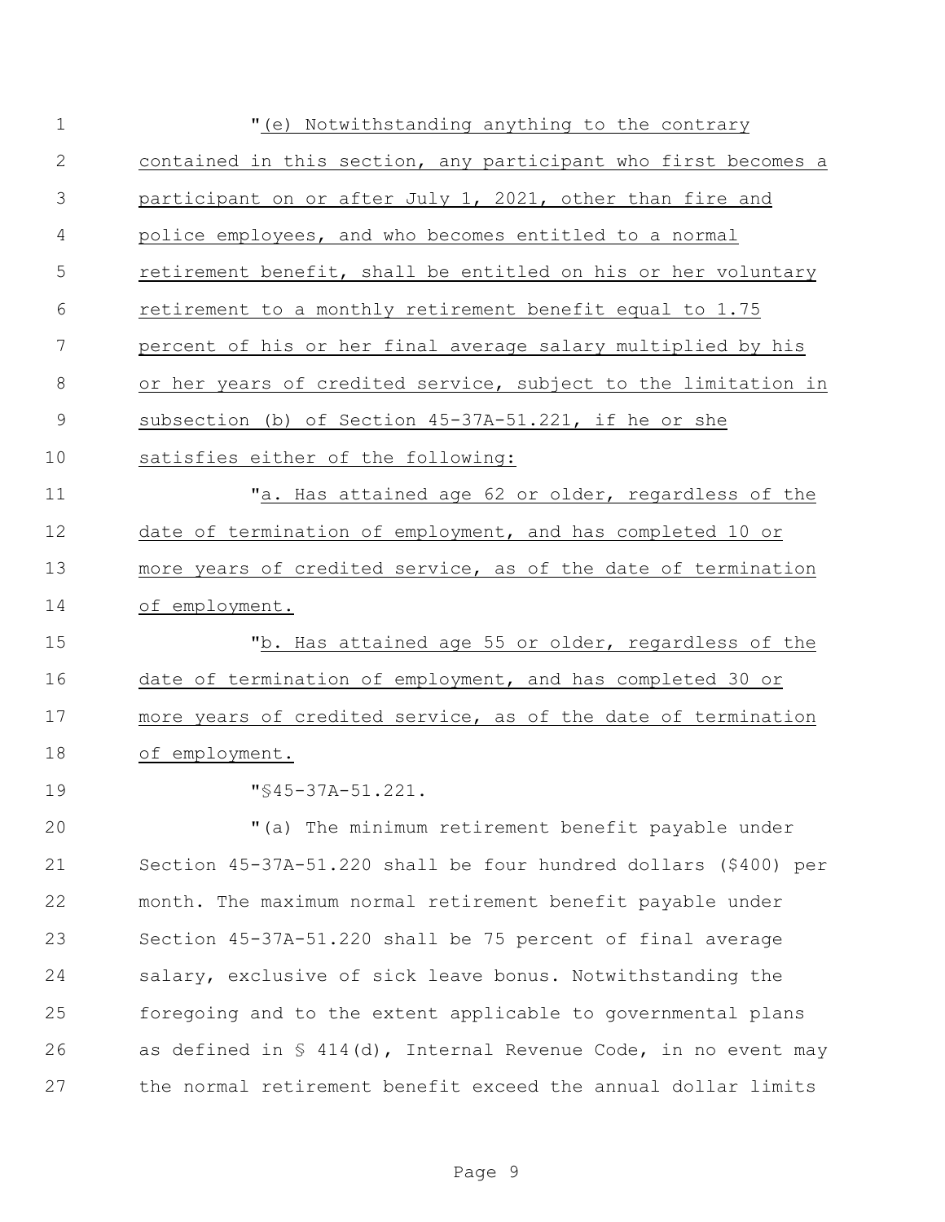"(e) Notwithstanding anything to the contrary contained in this section, any participant who first becomes a participant on or after July 1, 2021, other than fire and police employees, and who becomes entitled to a normal retirement benefit, shall be entitled on his or her voluntary retirement to a monthly retirement benefit equal to 1.75 percent of his or her final average salary multiplied by his or her years of credited service, subject to the limitation in subsection (b) of Section 45-37A-51.221, if he or she satisfies either of the following:

"a. Has attained age 62 or older, regardless of the date of termination of employment, and has completed 10 or more years of credited service, as of the date of termination of employment.

"b. Has attained age 55 or older, regardless of the date of termination of employment, and has completed 30 or more years of credited service, as of the date of termination of employment.

"§45-37A-51.221.

"(a) The minimum retirement benefit payable under Section 45-37A-51.220 shall be four hundred dollars ($400) per month. The maximum normal retirement benefit payable under Section 45-37A-51.220 shall be 75 percent of final average salary, exclusive of sick leave bonus. Notwithstanding the foregoing and to the extent applicable to governmental plans as defined in § 414(d), Internal Revenue Code, in no event may the normal retirement benefit exceed the annual dollar limits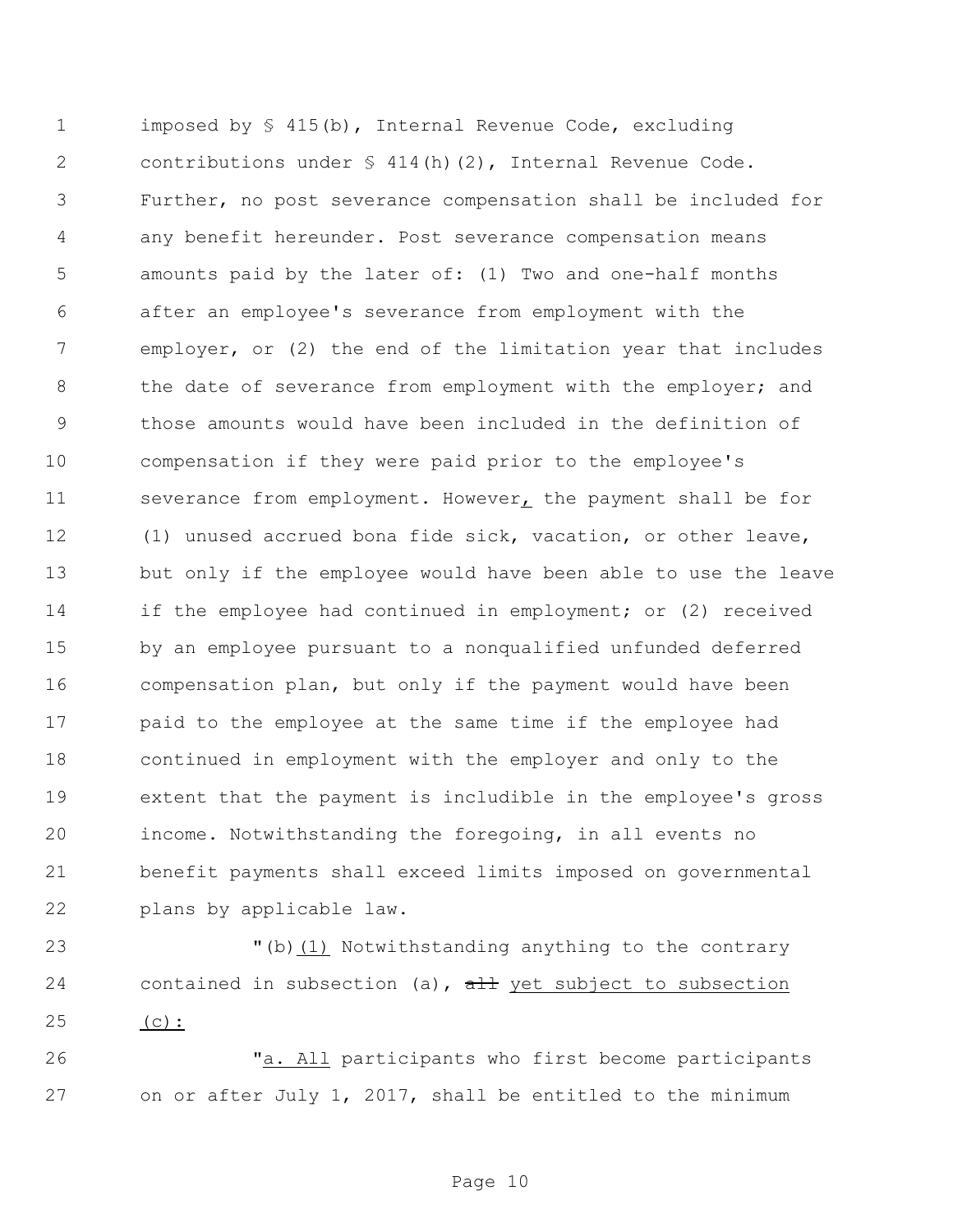imposed by § 415(b), Internal Revenue Code, excluding contributions under § 414(h)(2), Internal Revenue Code. Further, no post severance compensation shall be included for any benefit hereunder. Post severance compensation means amounts paid by the later of: (1) Two and one-half months after an employee's severance from employment with the employer, or (2) the end of the limitation year that includes the date of severance from employment with the employer; and those amounts would have been included in the definition of compensation if they were paid prior to the employee's severance from employment. However, the payment shall be for (1) unused accrued bona fide sick, vacation, or other leave, but only if the employee would have been able to use the leave if the employee had continued in employment; or (2) received by an employee pursuant to a nonqualified unfunded deferred compensation plan, but only if the payment would have been paid to the employee at the same time if the employee had continued in employment with the employer and only to the extent that the payment is includible in the employee's gross income. Notwithstanding the foregoing, in all events no benefit payments shall exceed limits imposed on governmental plans by applicable law.

"(b)(1) Notwithstanding anything to the contrary contained in subsection (a), ~~all~~ yet subject to subsection (c):

"a. All participants who first become participants on or after July 1, 2017, shall be entitled to the minimum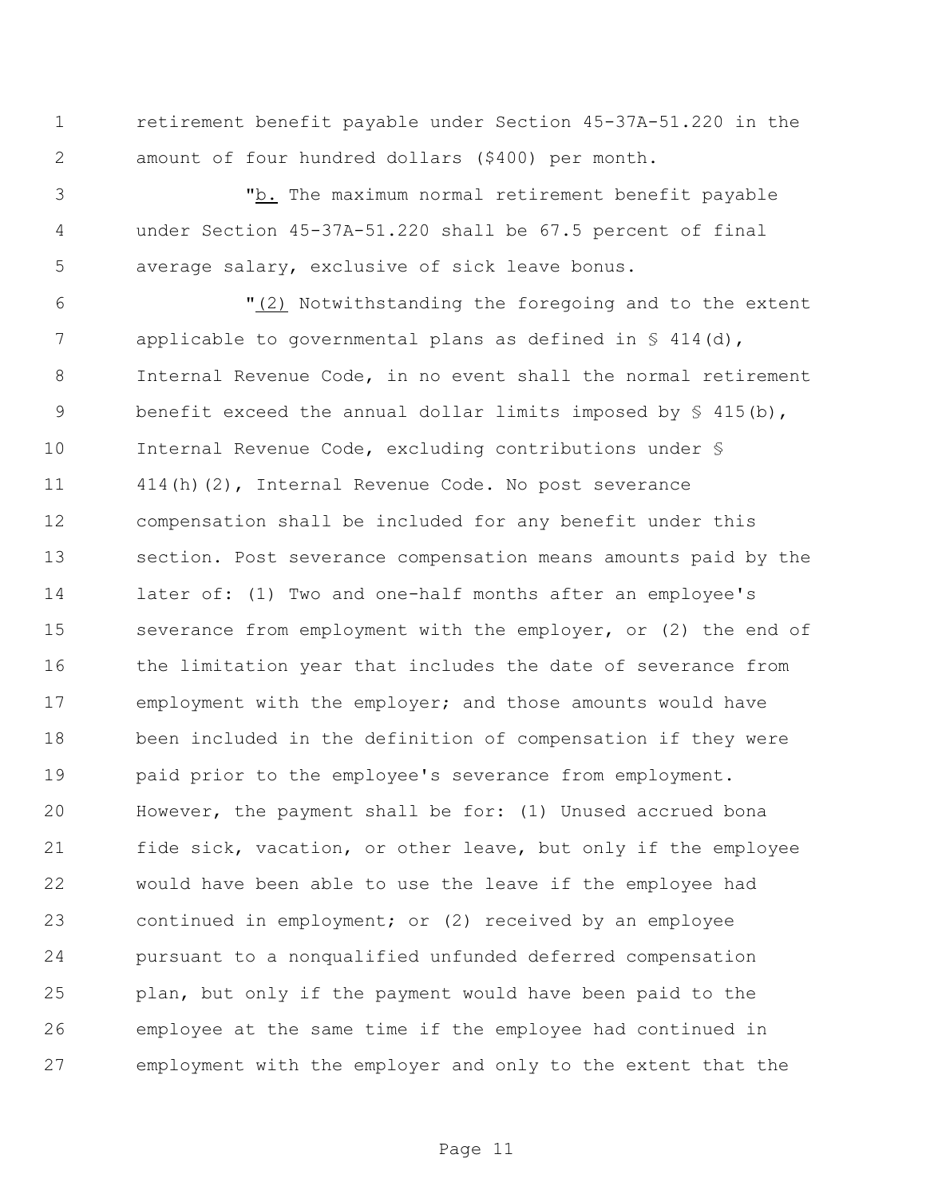retirement benefit payable under Section 45-37A-51.220 in the amount of four hundred dollars ($400) per month.

"<u>b.</u> The maximum normal retirement benefit payable under Section 45-37A-51.220 shall be 67.5 percent of final average salary, exclusive of sick leave bonus.

"<u>(2)</u> Notwithstanding the foregoing and to the extent applicable to governmental plans as defined in § 414(d), Internal Revenue Code, in no event shall the normal retirement benefit exceed the annual dollar limits imposed by § 415(b), Internal Revenue Code, excluding contributions under § 414(h)(2), Internal Revenue Code. No post severance compensation shall be included for any benefit under this section. Post severance compensation means amounts paid by the later of: (1) Two and one-half months after an employee's severance from employment with the employer, or (2) the end of the limitation year that includes the date of severance from employment with the employer; and those amounts would have been included in the definition of compensation if they were paid prior to the employee's severance from employment. However, the payment shall be for: (1) Unused accrued bona fide sick, vacation, or other leave, but only if the employee would have been able to use the leave if the employee had continued in employment; or (2) received by an employee pursuant to a nonqualified unfunded deferred compensation plan, but only if the payment would have been paid to the employee at the same time if the employee had continued in employment with the employer and only to the extent that the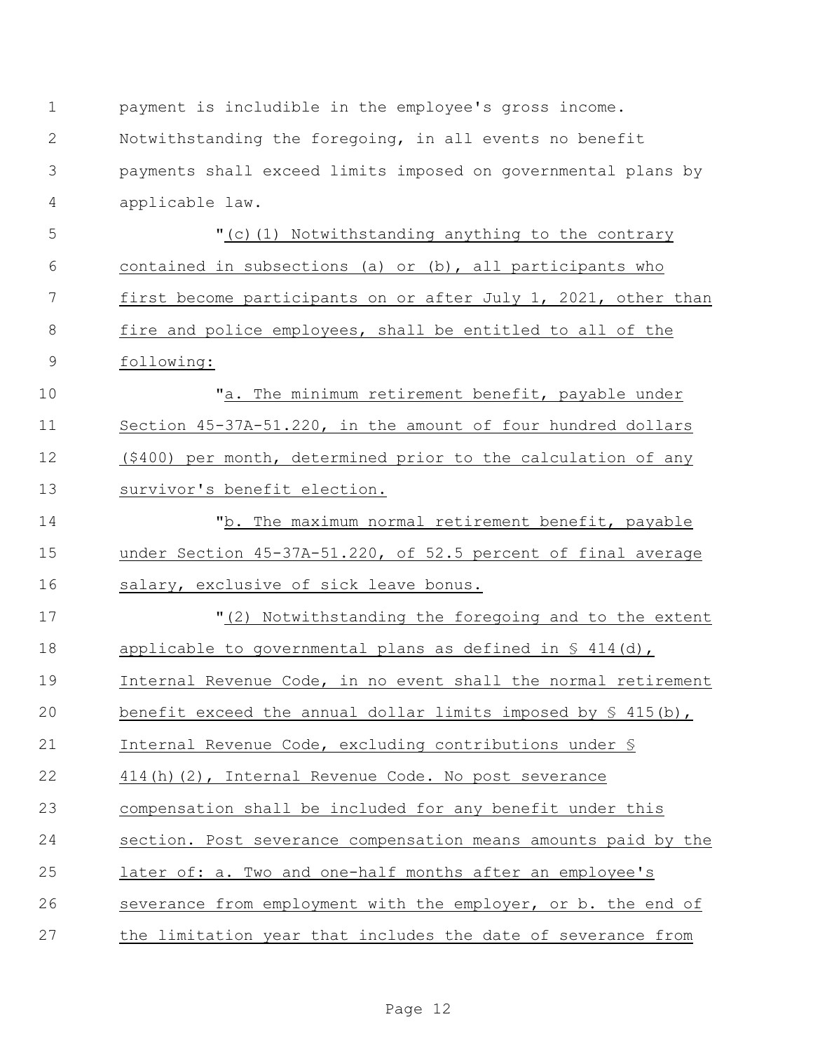payment is includible in the employee's gross income. Notwithstanding the foregoing, in all events no benefit payments shall exceed limits imposed on governmental plans by applicable law.

"(c)(1) Notwithstanding anything to the contrary contained in subsections (a) or (b), all participants who first become participants on or after July 1, 2021, other than fire and police employees, shall be entitled to all of the following:

"a. The minimum retirement benefit, payable under Section 45-37A-51.220, in the amount of four hundred dollars ($400) per month, determined prior to the calculation of any survivor's benefit election.

"b. The maximum normal retirement benefit, payable under Section 45-37A-51.220, of 52.5 percent of final average salary, exclusive of sick leave bonus.

"(2) Notwithstanding the foregoing and to the extent applicable to governmental plans as defined in § 414(d), Internal Revenue Code, in no event shall the normal retirement benefit exceed the annual dollar limits imposed by § 415(b), Internal Revenue Code, excluding contributions under § 414(h)(2), Internal Revenue Code. No post severance compensation shall be included for any benefit under this section. Post severance compensation means amounts paid by the later of: a. Two and one-half months after an employee's severance from employment with the employer, or b. the end of the limitation year that includes the date of severance from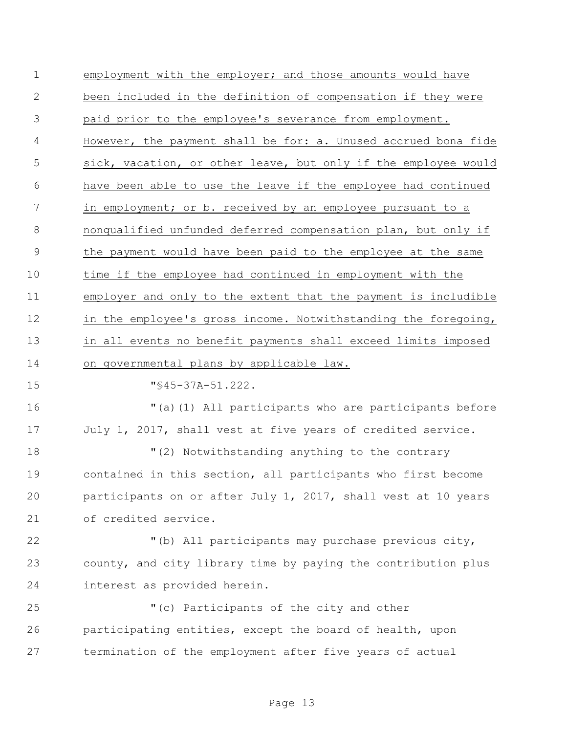employment with the employer; and those amounts would have been included in the definition of compensation if they were paid prior to the employee's severance from employment. However, the payment shall be for: a. Unused accrued bona fide sick, vacation, or other leave, but only if the employee would have been able to use the leave if the employee had continued in employment; or b. received by an employee pursuant to a nonqualified unfunded deferred compensation plan, but only if the payment would have been paid to the employee at the same time if the employee had continued in employment with the employer and only to the extent that the payment is includible in the employee's gross income. Notwithstanding the foregoing, in all events no benefit payments shall exceed limits imposed on governmental plans by applicable law.

"§45-37A-51.222.

"(a)(1) All participants who are participants before July 1, 2017, shall vest at five years of credited service.

"(2) Notwithstanding anything to the contrary contained in this section, all participants who first become participants on or after July 1, 2017, shall vest at 10 years of credited service.

"(b) All participants may purchase previous city, county, and city library time by paying the contribution plus interest as provided herein.

"(c) Participants of the city and other participating entities, except the board of health, upon termination of the employment after five years of actual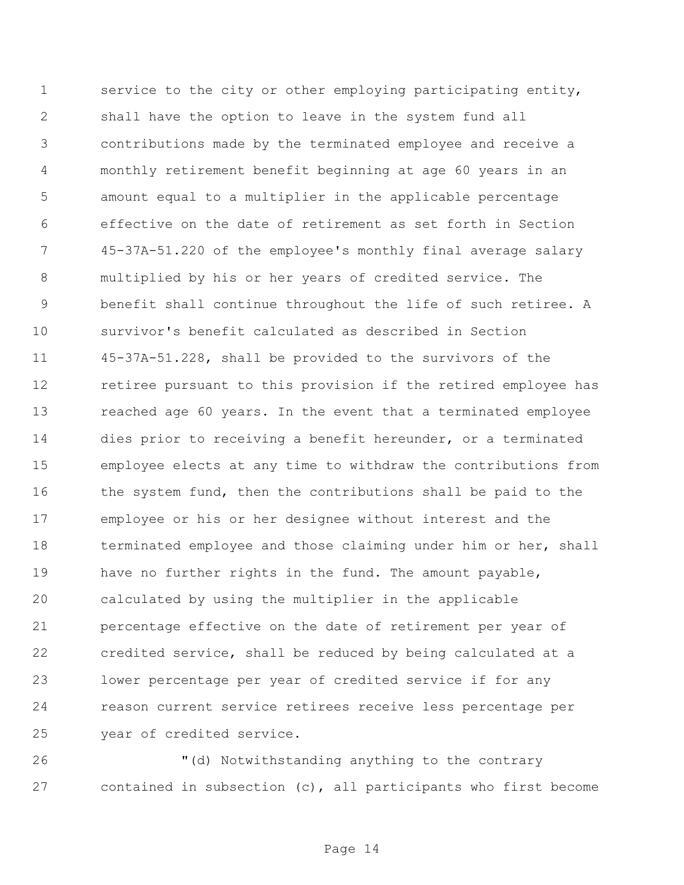service to the city or other employing participating entity, shall have the option to leave in the system fund all contributions made by the terminated employee and receive a monthly retirement benefit beginning at age 60 years in an amount equal to a multiplier in the applicable percentage effective on the date of retirement as set forth in Section 45-37A-51.220 of the employee's monthly final average salary multiplied by his or her years of credited service. The benefit shall continue throughout the life of such retiree. A survivor's benefit calculated as described in Section 45-37A-51.228, shall be provided to the survivors of the retiree pursuant to this provision if the retired employee has reached age 60 years. In the event that a terminated employee dies prior to receiving a benefit hereunder, or a terminated employee elects at any time to withdraw the contributions from the system fund, then the contributions shall be paid to the employee or his or her designee without interest and the terminated employee and those claiming under him or her, shall have no further rights in the fund. The amount payable, calculated by using the multiplier in the applicable percentage effective on the date of retirement per year of credited service, shall be reduced by being calculated at a lower percentage per year of credited service if for any reason current service retirees receive less percentage per year of credited service.

"(d) Notwithstanding anything to the contrary contained in subsection (c), all participants who first become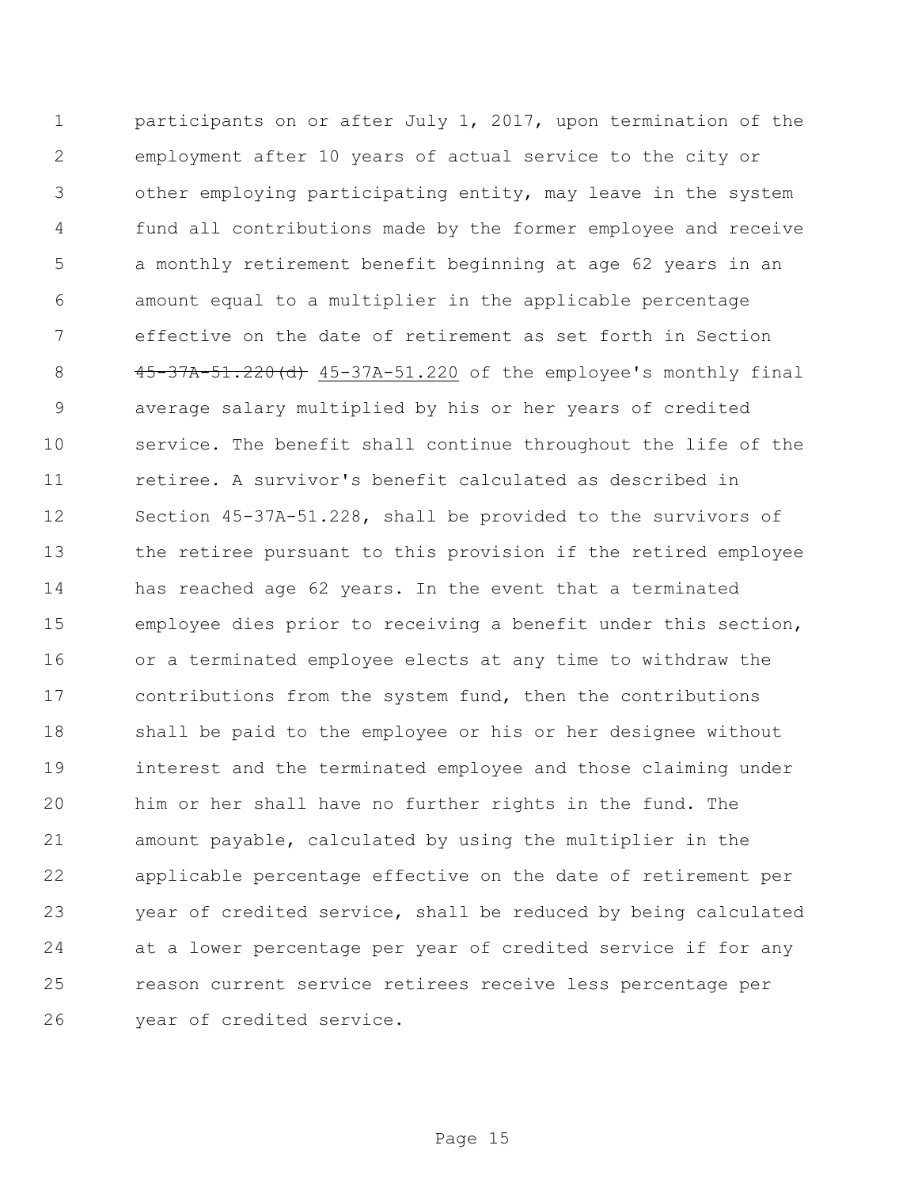participants on or after July 1, 2017, upon termination of the employment after 10 years of actual service to the city or other employing participating entity, may leave in the system fund all contributions made by the former employee and receive a monthly retirement benefit beginning at age 62 years in an amount equal to a multiplier in the applicable percentage effective on the date of retirement as set forth in Section ~~45-37A-51.220(d)~~ 45-37A-51.220 of the employee's monthly final average salary multiplied by his or her years of credited service. The benefit shall continue throughout the life of the retiree. A survivor's benefit calculated as described in Section 45-37A-51.228, shall be provided to the survivors of the retiree pursuant to this provision if the retired employee has reached age 62 years. In the event that a terminated employee dies prior to receiving a benefit under this section, or a terminated employee elects at any time to withdraw the contributions from the system fund, then the contributions shall be paid to the employee or his or her designee without interest and the terminated employee and those claiming under him or her shall have no further rights in the fund. The amount payable, calculated by using the multiplier in the applicable percentage effective on the date of retirement per year of credited service, shall be reduced by being calculated at a lower percentage per year of credited service if for any reason current service retirees receive less percentage per year of credited service.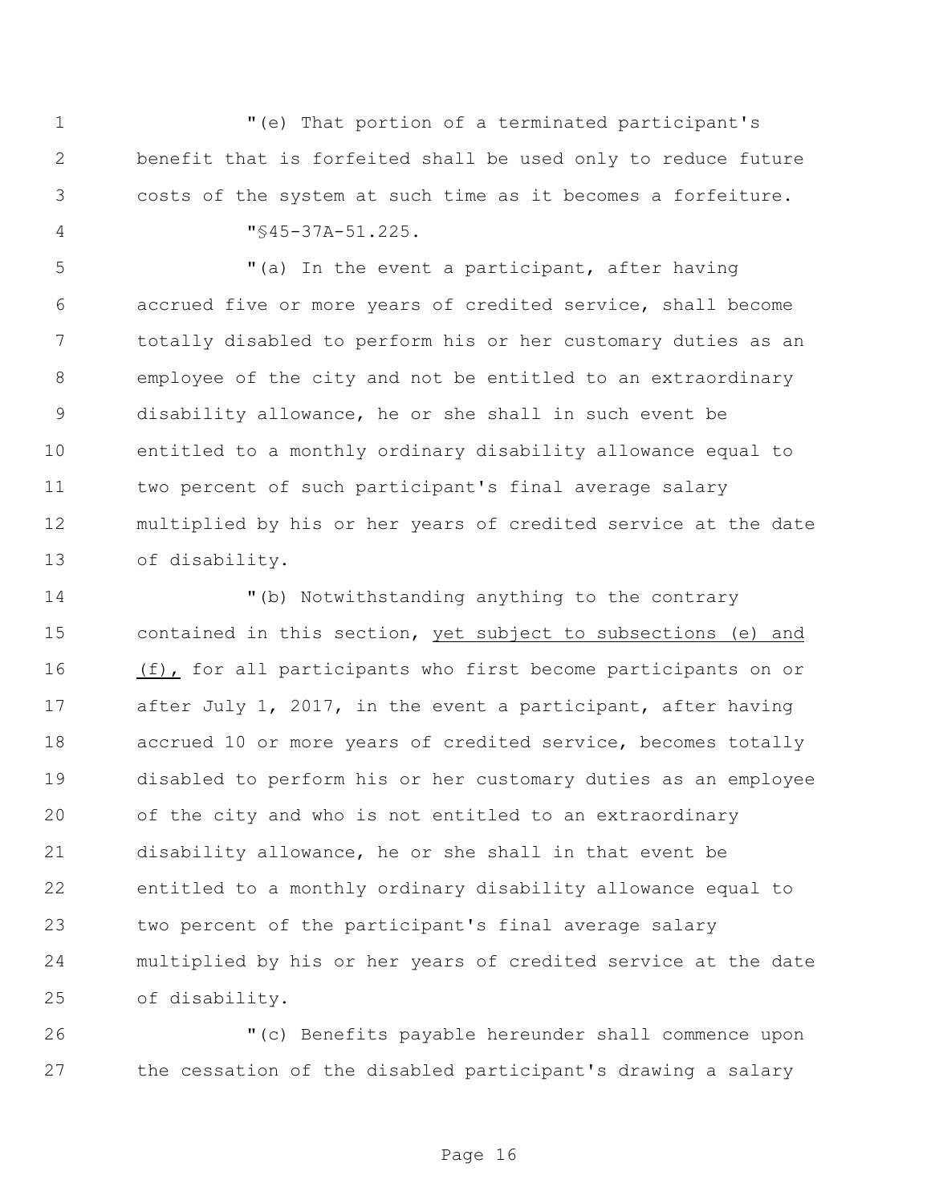"(e) That portion of a terminated participant's benefit that is forfeited shall be used only to reduce future costs of the system at such time as it becomes a forfeiture.

"§45-37A-51.225.

"(a) In the event a participant, after having accrued five or more years of credited service, shall become totally disabled to perform his or her customary duties as an employee of the city and not be entitled to an extraordinary disability allowance, he or she shall in such event be entitled to a monthly ordinary disability allowance equal to two percent of such participant's final average salary multiplied by his or her years of credited service at the date of disability.

"(b) Notwithstanding anything to the contrary contained in this section, <u>yet subject to subsections (e) and (f),</u> for all participants who first become participants on or after July 1, 2017, in the event a participant, after having accrued 10 or more years of credited service, becomes totally disabled to perform his or her customary duties as an employee of the city and who is not entitled to an extraordinary disability allowance, he or she shall in that event be entitled to a monthly ordinary disability allowance equal to two percent of the participant's final average salary multiplied by his or her years of credited service at the date of disability.

"(c) Benefits payable hereunder shall commence upon the cessation of the disabled participant's drawing a salary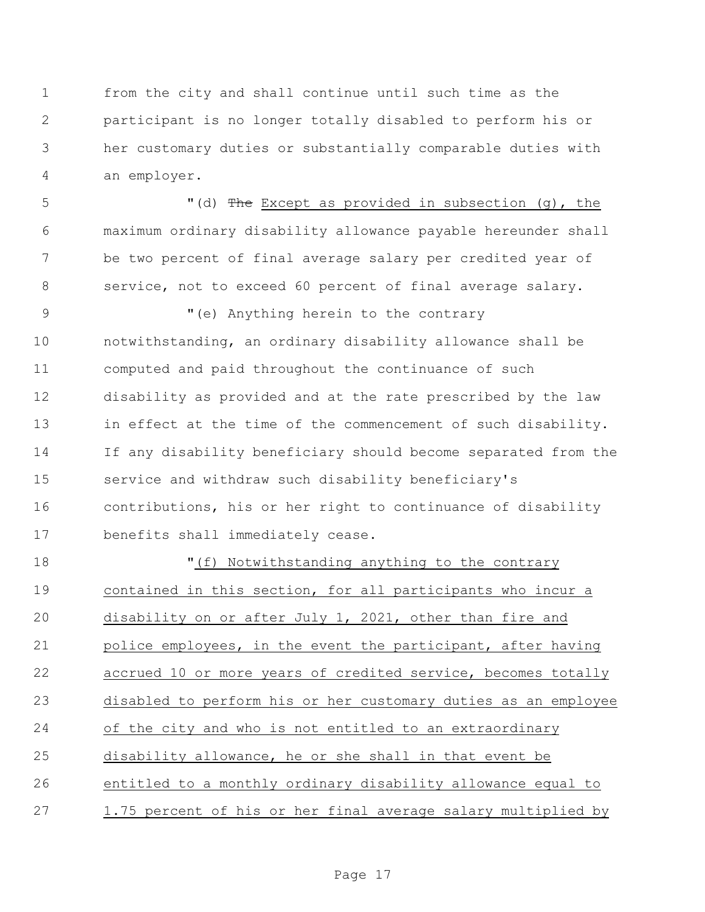from the city and shall continue until such time as the participant is no longer totally disabled to perform his or her customary duties or substantially comparable duties with an employer.

"(d) ~~The~~ <u>Except as provided in subsection (g), the</u> maximum ordinary disability allowance payable hereunder shall be two percent of final average salary per credited year of service, not to exceed 60 percent of final average salary.

"(e) Anything herein to the contrary notwithstanding, an ordinary disability allowance shall be computed and paid throughout the continuance of such disability as provided and at the rate prescribed by the law in effect at the time of the commencement of such disability. If any disability beneficiary should become separated from the service and withdraw such disability beneficiary's contributions, his or her right to continuance of disability benefits shall immediately cease.

"<u>(f) Notwithstanding anything to the contrary contained in this section, for all participants who incur a disability on or after July 1, 2021, other than fire and police employees, in the event the participant, after having accrued 10 or more years of credited service, becomes totally disabled to perform his or her customary duties as an employee of the city and who is not entitled to an extraordinary disability allowance, he or she shall in that event be entitled to a monthly ordinary disability allowance equal to 1.75 percent of his or her final average salary multiplied by</u>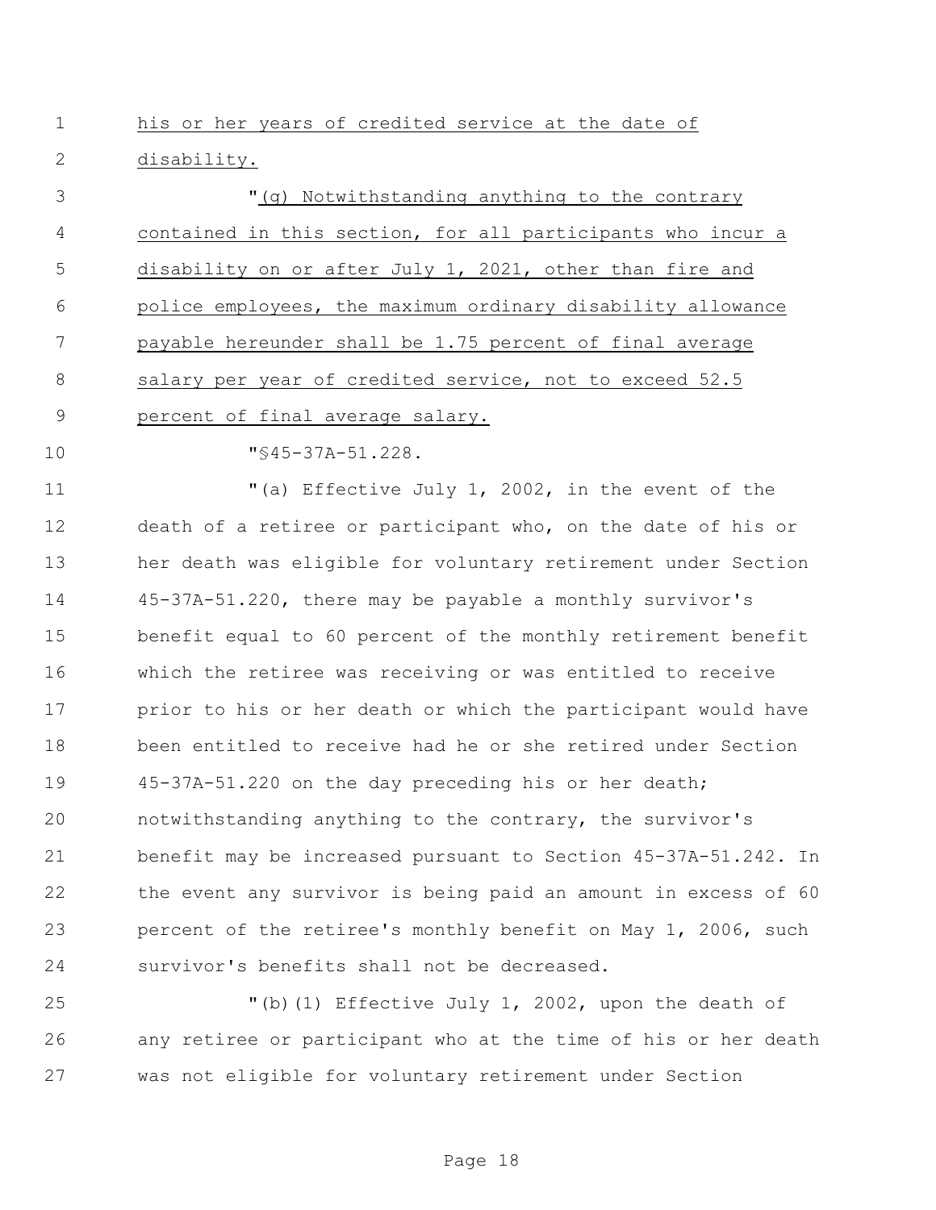his or her years of credited service at the date of disability.

"(g) Notwithstanding anything to the contrary contained in this section, for all participants who incur a disability on or after July 1, 2021, other than fire and police employees, the maximum ordinary disability allowance payable hereunder shall be 1.75 percent of final average salary per year of credited service, not to exceed 52.5 percent of final average salary.

"§45-37A-51.228.

"(a) Effective July 1, 2002, in the event of the death of a retiree or participant who, on the date of his or her death was eligible for voluntary retirement under Section 45-37A-51.220, there may be payable a monthly survivor's benefit equal to 60 percent of the monthly retirement benefit which the retiree was receiving or was entitled to receive prior to his or her death or which the participant would have been entitled to receive had he or she retired under Section 45-37A-51.220 on the day preceding his or her death; notwithstanding anything to the contrary, the survivor's benefit may be increased pursuant to Section 45-37A-51.242. In the event any survivor is being paid an amount in excess of 60 percent of the retiree's monthly benefit on May 1, 2006, such survivor's benefits shall not be decreased.

"(b)(1) Effective July 1, 2002, upon the death of any retiree or participant who at the time of his or her death was not eligible for voluntary retirement under Section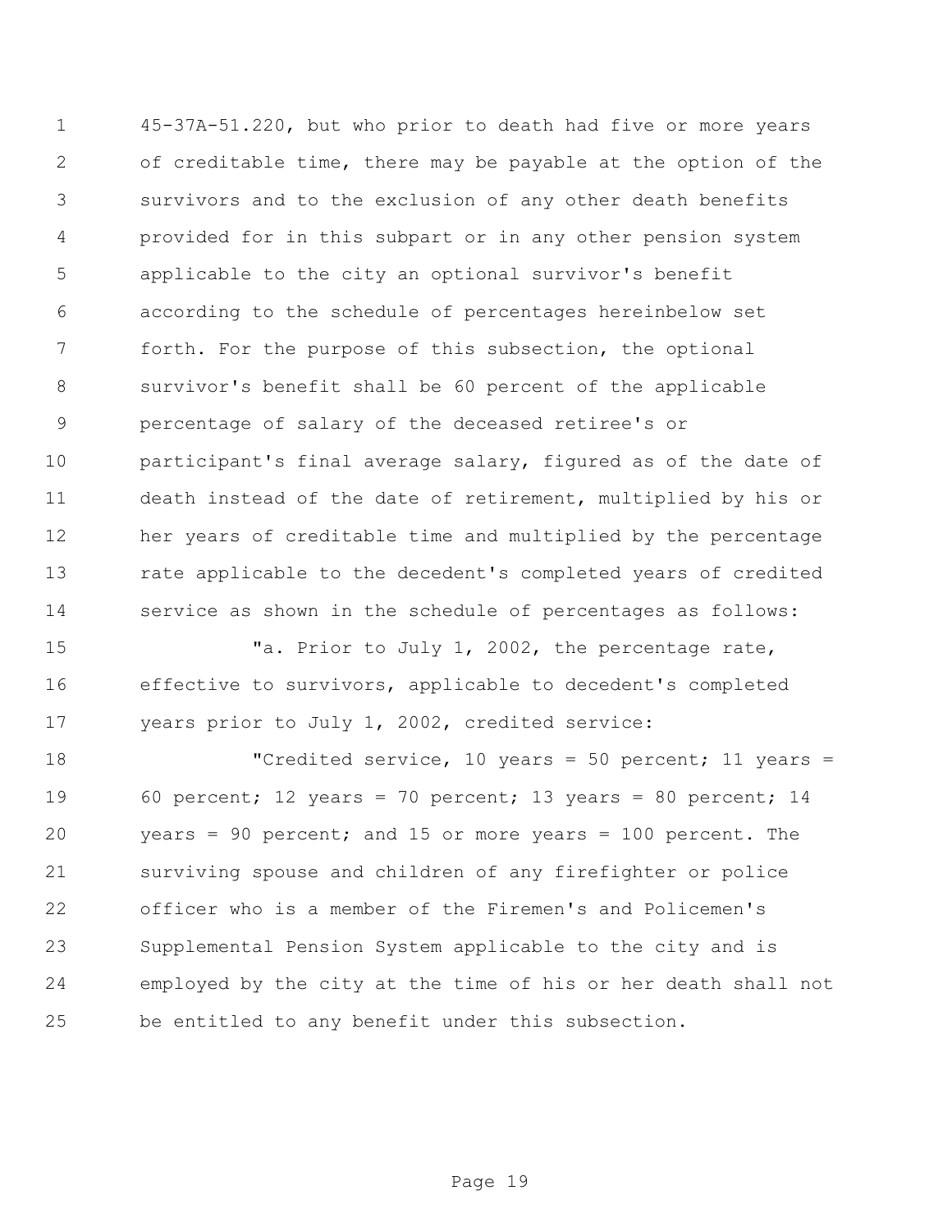45-37A-51.220, but who prior to death had five or more years of creditable time, there may be payable at the option of the survivors and to the exclusion of any other death benefits provided for in this subpart or in any other pension system applicable to the city an optional survivor's benefit according to the schedule of percentages hereinbelow set forth. For the purpose of this subsection, the optional survivor's benefit shall be 60 percent of the applicable percentage of salary of the deceased retiree's or participant's final average salary, figured as of the date of death instead of the date of retirement, multiplied by his or her years of creditable time and multiplied by the percentage rate applicable to the decedent's completed years of credited service as shown in the schedule of percentages as follows:

"a. Prior to July 1, 2002, the percentage rate, effective to survivors, applicable to decedent's completed years prior to July 1, 2002, credited service:

"Credited service, 10 years = 50 percent; 11 years = 60 percent; 12 years = 70 percent; 13 years = 80 percent; 14 years = 90 percent; and 15 or more years = 100 percent. The surviving spouse and children of any firefighter or police officer who is a member of the Firemen's and Policemen's Supplemental Pension System applicable to the city and is employed by the city at the time of his or her death shall not be entitled to any benefit under this subsection.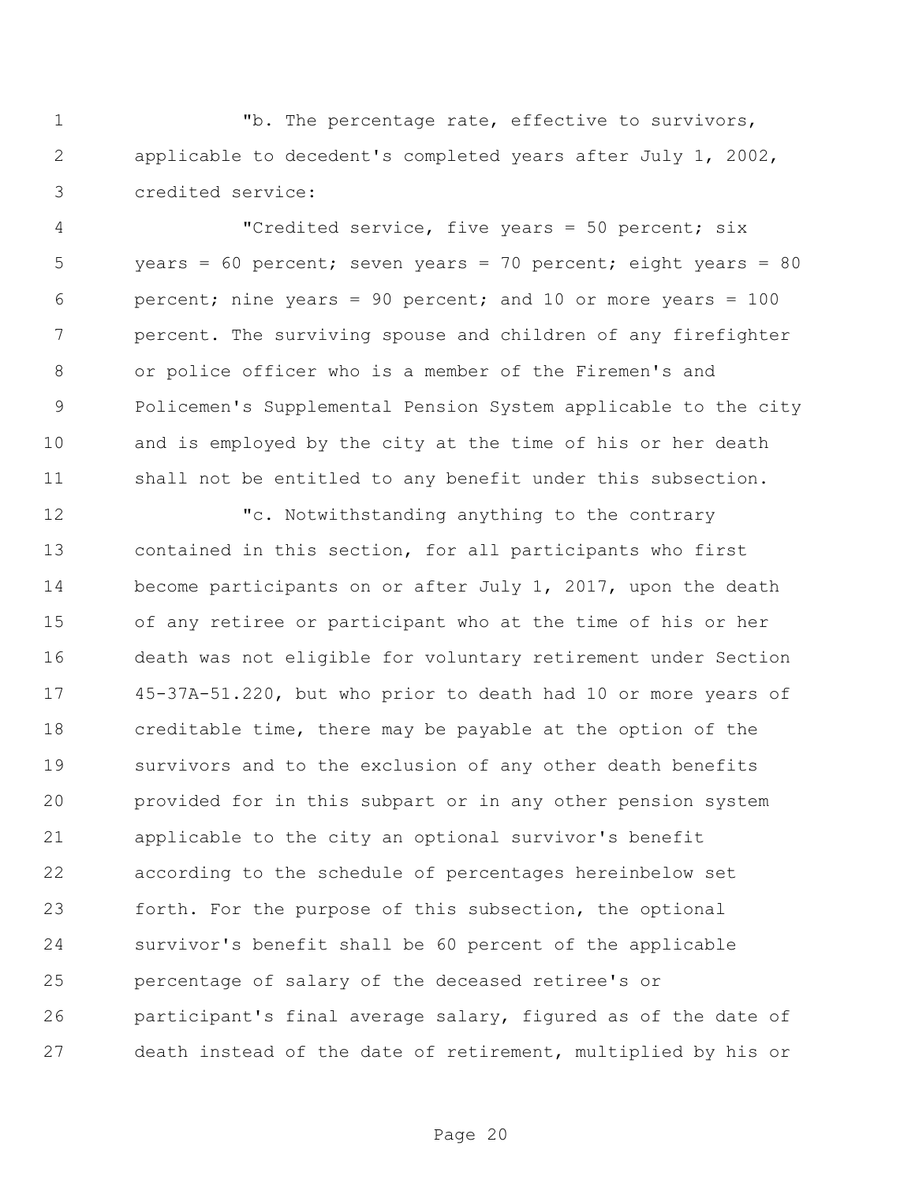"b. The percentage rate, effective to survivors, applicable to decedent's completed years after July 1, 2002, credited service:

"Credited service, five years = 50 percent; six years = 60 percent; seven years = 70 percent; eight years = 80 percent; nine years = 90 percent; and 10 or more years = 100 percent. The surviving spouse and children of any firefighter or police officer who is a member of the Firemen's and Policemen's Supplemental Pension System applicable to the city and is employed by the city at the time of his or her death shall not be entitled to any benefit under this subsection.

"c. Notwithstanding anything to the contrary contained in this section, for all participants who first become participants on or after July 1, 2017, upon the death of any retiree or participant who at the time of his or her death was not eligible for voluntary retirement under Section 45-37A-51.220, but who prior to death had 10 or more years of creditable time, there may be payable at the option of the survivors and to the exclusion of any other death benefits provided for in this subpart or in any other pension system applicable to the city an optional survivor's benefit according to the schedule of percentages hereinbelow set forth. For the purpose of this subsection, the optional survivor's benefit shall be 60 percent of the applicable percentage of salary of the deceased retiree's or participant's final average salary, figured as of the date of death instead of the date of retirement, multiplied by his or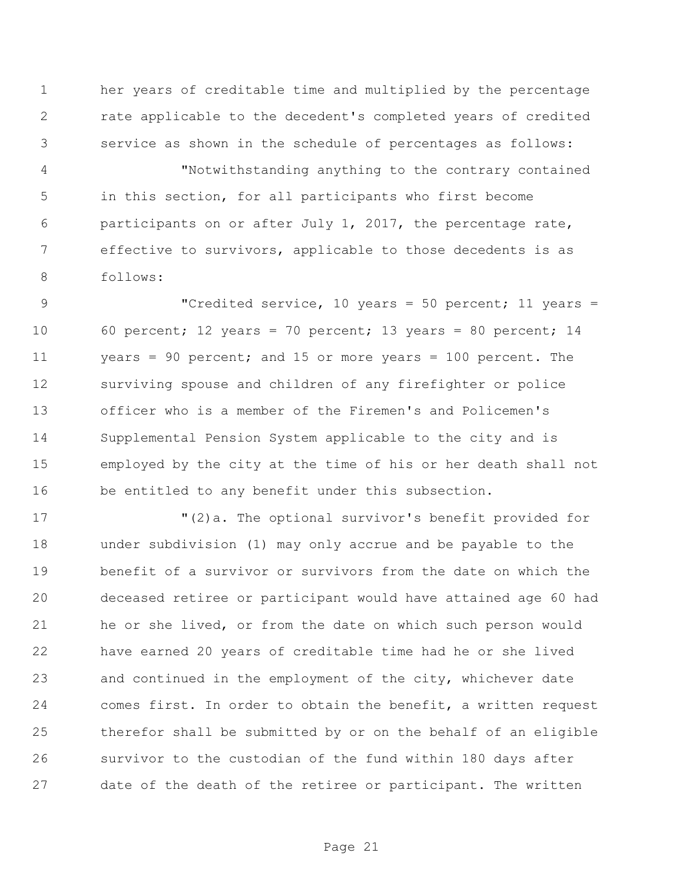her years of creditable time and multiplied by the percentage rate applicable to the decedent's completed years of credited service as shown in the schedule of percentages as follows:

"Notwithstanding anything to the contrary contained in this section, for all participants who first become participants on or after July 1, 2017, the percentage rate, effective to survivors, applicable to those decedents is as follows:

"Credited service, 10 years = 50 percent; 11 years = 60 percent; 12 years = 70 percent; 13 years = 80 percent; 14 years = 90 percent; and 15 or more years = 100 percent. The surviving spouse and children of any firefighter or police officer who is a member of the Firemen's and Policemen's Supplemental Pension System applicable to the city and is employed by the city at the time of his or her death shall not be entitled to any benefit under this subsection.

"(2)a. The optional survivor's benefit provided for under subdivision (1) may only accrue and be payable to the benefit of a survivor or survivors from the date on which the deceased retiree or participant would have attained age 60 had he or she lived, or from the date on which such person would have earned 20 years of creditable time had he or she lived and continued in the employment of the city, whichever date comes first. In order to obtain the benefit, a written request therefor shall be submitted by or on the behalf of an eligible survivor to the custodian of the fund within 180 days after date of the death of the retiree or participant. The written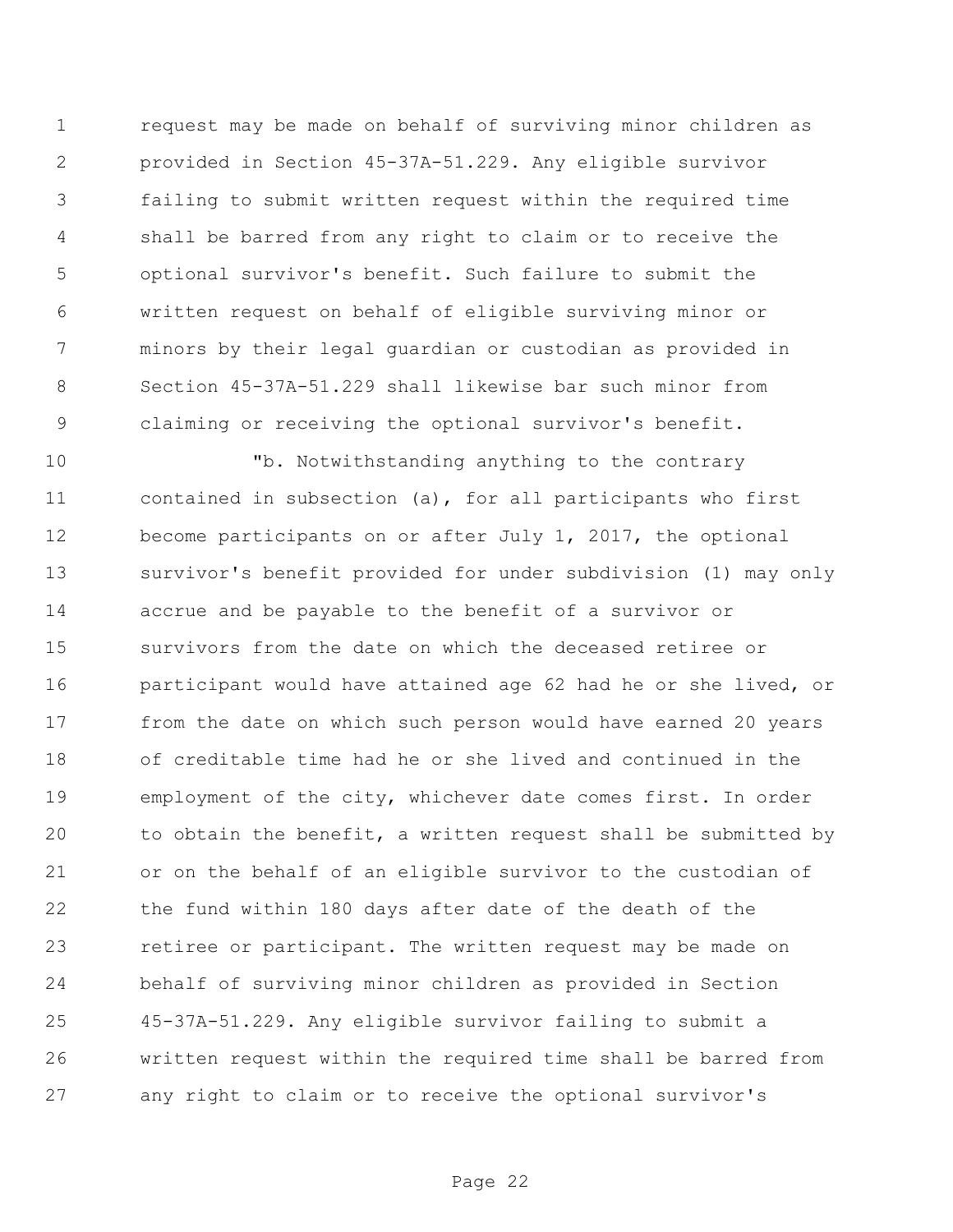request may be made on behalf of surviving minor children as provided in Section 45-37A-51.229. Any eligible survivor failing to submit written request within the required time shall be barred from any right to claim or to receive the optional survivor's benefit. Such failure to submit the written request on behalf of eligible surviving minor or minors by their legal guardian or custodian as provided in Section 45-37A-51.229 shall likewise bar such minor from claiming or receiving the optional survivor's benefit.

"b. Notwithstanding anything to the contrary contained in subsection (a), for all participants who first become participants on or after July 1, 2017, the optional survivor's benefit provided for under subdivision (1) may only accrue and be payable to the benefit of a survivor or survivors from the date on which the deceased retiree or participant would have attained age 62 had he or she lived, or from the date on which such person would have earned 20 years of creditable time had he or she lived and continued in the employment of the city, whichever date comes first. In order to obtain the benefit, a written request shall be submitted by or on the behalf of an eligible survivor to the custodian of the fund within 180 days after date of the death of the retiree or participant. The written request may be made on behalf of surviving minor children as provided in Section 45-37A-51.229. Any eligible survivor failing to submit a written request within the required time shall be barred from any right to claim or to receive the optional survivor's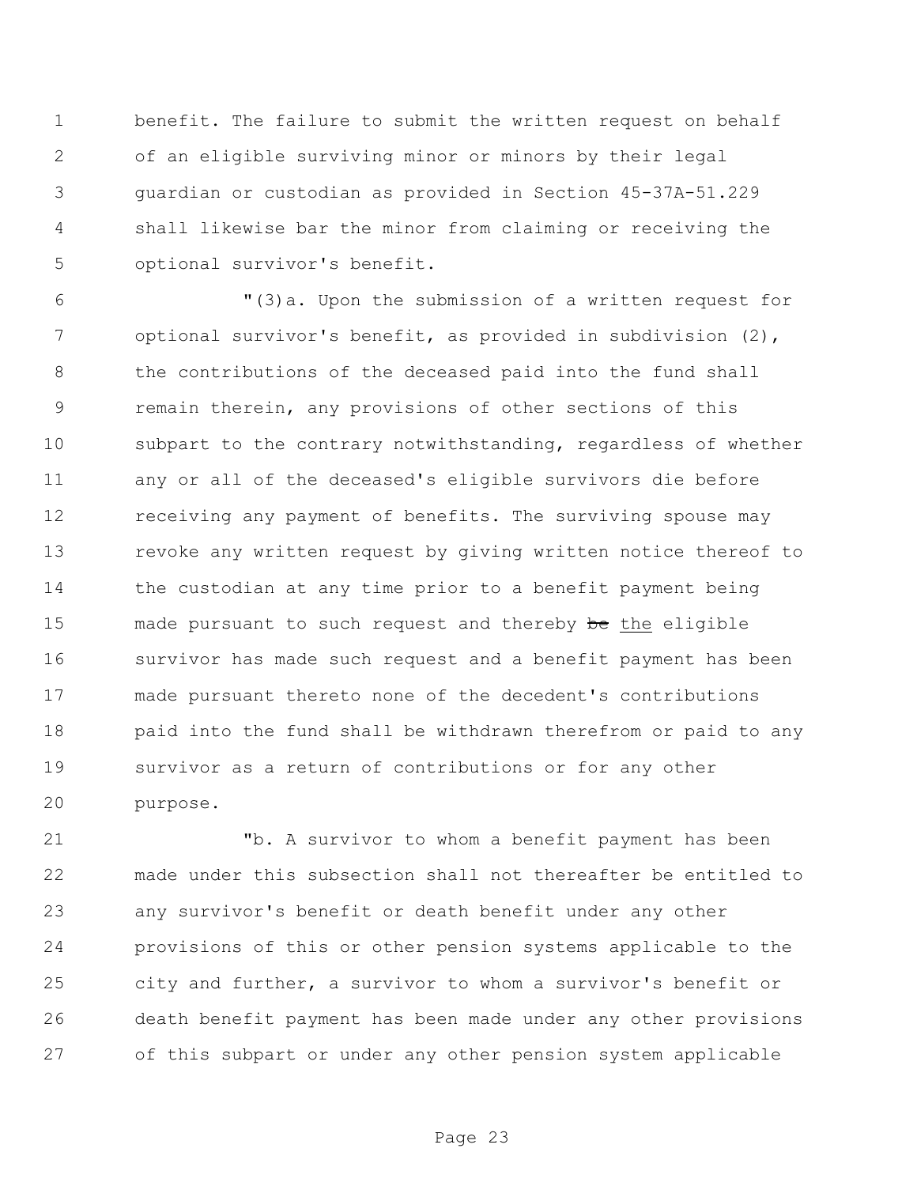benefit. The failure to submit the written request on behalf of an eligible surviving minor or minors by their legal guardian or custodian as provided in Section 45-37A-51.229 shall likewise bar the minor from claiming or receiving the optional survivor's benefit.

"(3)a. Upon the submission of a written request for optional survivor's benefit, as provided in subdivision (2), the contributions of the deceased paid into the fund shall remain therein, any provisions of other sections of this subpart to the contrary notwithstanding, regardless of whether any or all of the deceased's eligible survivors die before receiving any payment of benefits. The surviving spouse may revoke any written request by giving written notice thereof to the custodian at any time prior to a benefit payment being made pursuant to such request and thereby ~~be~~ the eligible survivor has made such request and a benefit payment has been made pursuant thereto none of the decedent's contributions paid into the fund shall be withdrawn therefrom or paid to any survivor as a return of contributions or for any other purpose.

"b. A survivor to whom a benefit payment has been made under this subsection shall not thereafter be entitled to any survivor's benefit or death benefit under any other provisions of this or other pension systems applicable to the city and further, a survivor to whom a survivor's benefit or death benefit payment has been made under any other provisions of this subpart or under any other pension system applicable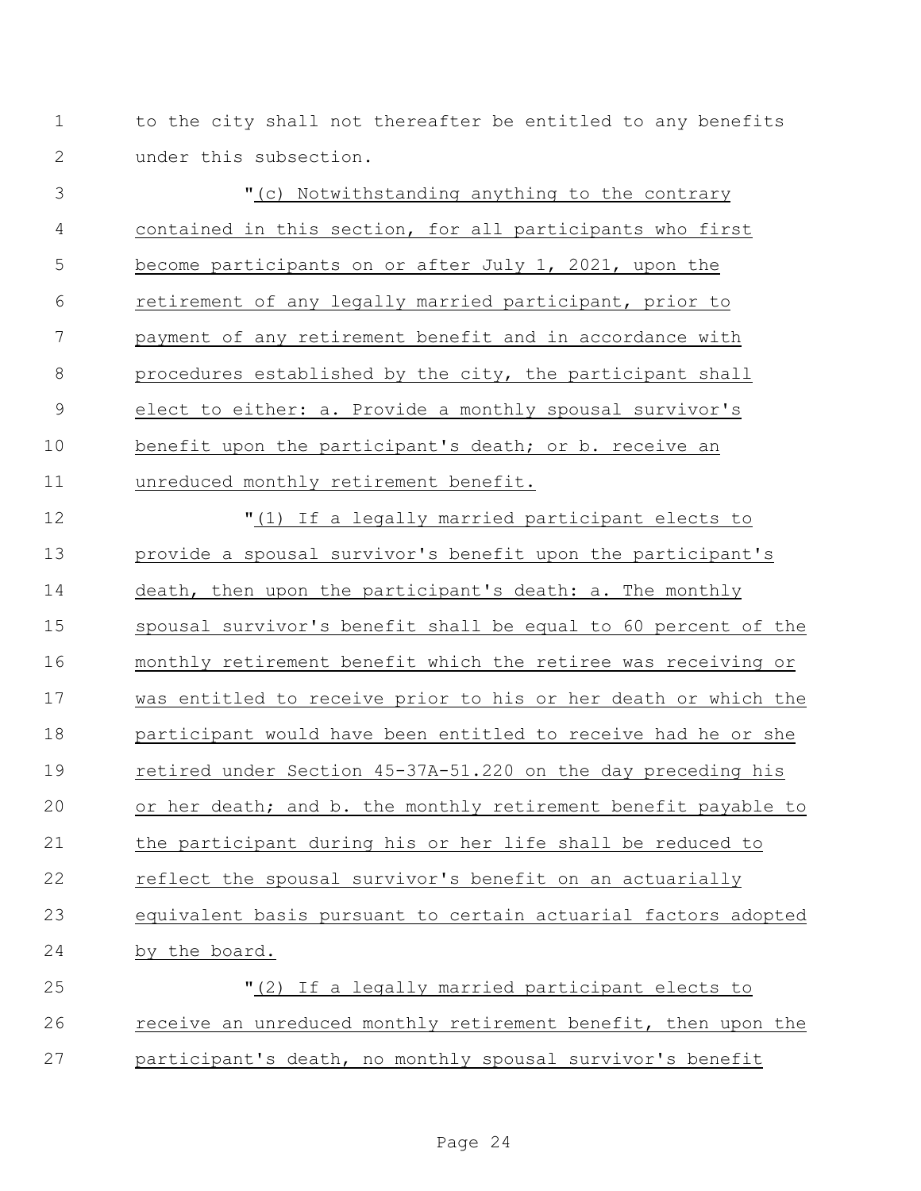to the city shall not thereafter be entitled to any benefits under this subsection.

"(c) Notwithstanding anything to the contrary contained in this section, for all participants who first become participants on or after July 1, 2021, upon the retirement of any legally married participant, prior to payment of any retirement benefit and in accordance with procedures established by the city, the participant shall elect to either: a. Provide a monthly spousal survivor's benefit upon the participant's death; or b. receive an unreduced monthly retirement benefit.

"(1) If a legally married participant elects to provide a spousal survivor's benefit upon the participant's death, then upon the participant's death: a. The monthly spousal survivor's benefit shall be equal to 60 percent of the monthly retirement benefit which the retiree was receiving or was entitled to receive prior to his or her death or which the participant would have been entitled to receive had he or she retired under Section 45-37A-51.220 on the day preceding his or her death; and b. the monthly retirement benefit payable to the participant during his or her life shall be reduced to reflect the spousal survivor's benefit on an actuarially equivalent basis pursuant to certain actuarial factors adopted by the board.

"(2) If a legally married participant elects to receive an unreduced monthly retirement benefit, then upon the participant's death, no monthly spousal survivor's benefit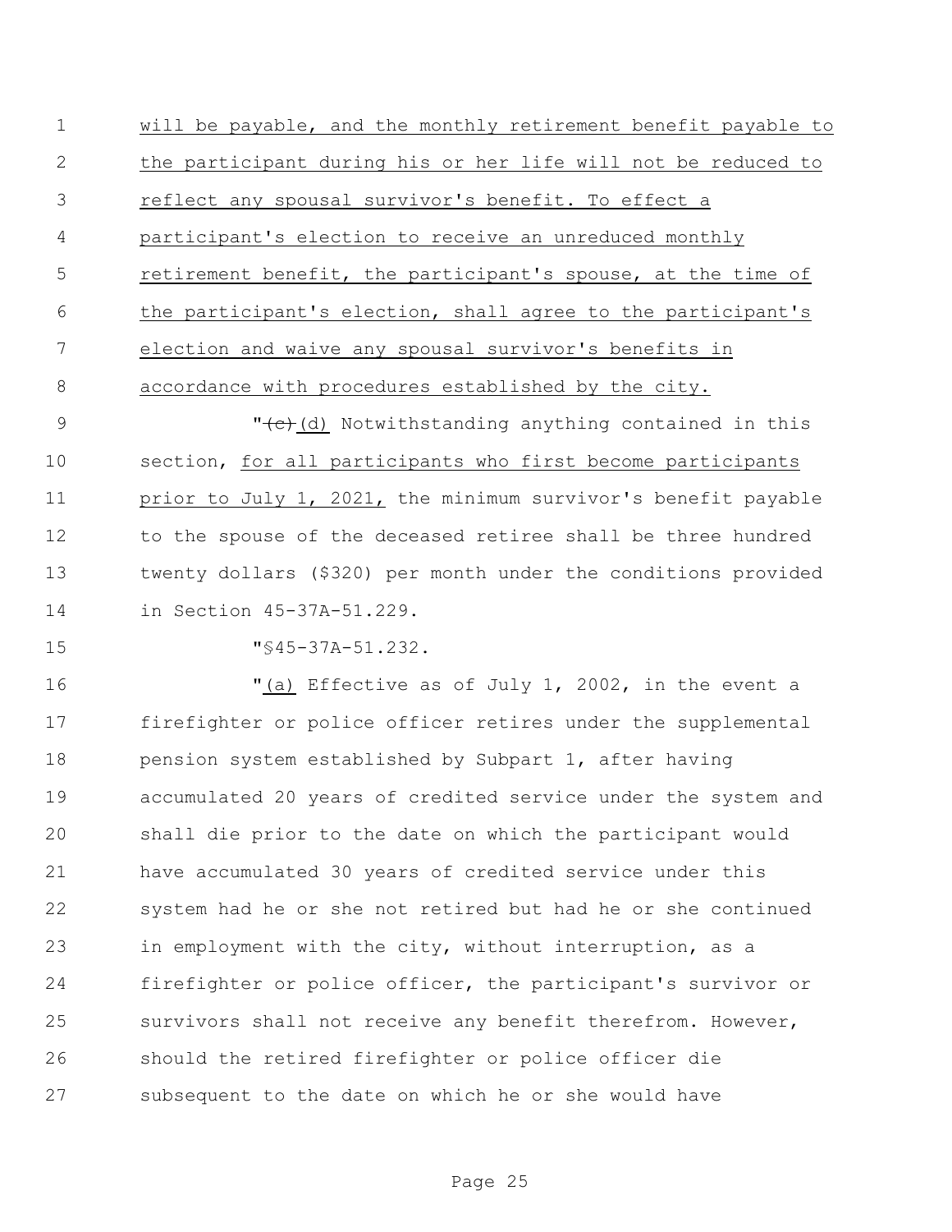will be payable, and the monthly retirement benefit payable to the participant during his or her life will not be reduced to reflect any spousal survivor's benefit. To effect a participant's election to receive an unreduced monthly retirement benefit, the participant's spouse, at the time of the participant's election, shall agree to the participant's election and waive any spousal survivor's benefits in accordance with procedures established by the city.

"~~(c)~~(d) Notwithstanding anything contained in this section, for all participants who first become participants prior to July 1, 2021, the minimum survivor's benefit payable to the spouse of the deceased retiree shall be three hundred twenty dollars ($320) per month under the conditions provided in Section 45-37A-51.229.

"§45-37A-51.232.

"(a) Effective as of July 1, 2002, in the event a firefighter or police officer retires under the supplemental pension system established by Subpart 1, after having accumulated 20 years of credited service under the system and shall die prior to the date on which the participant would have accumulated 30 years of credited service under this system had he or she not retired but had he or she continued in employment with the city, without interruption, as a firefighter or police officer, the participant's survivor or survivors shall not receive any benefit therefrom. However, should the retired firefighter or police officer die subsequent to the date on which he or she would have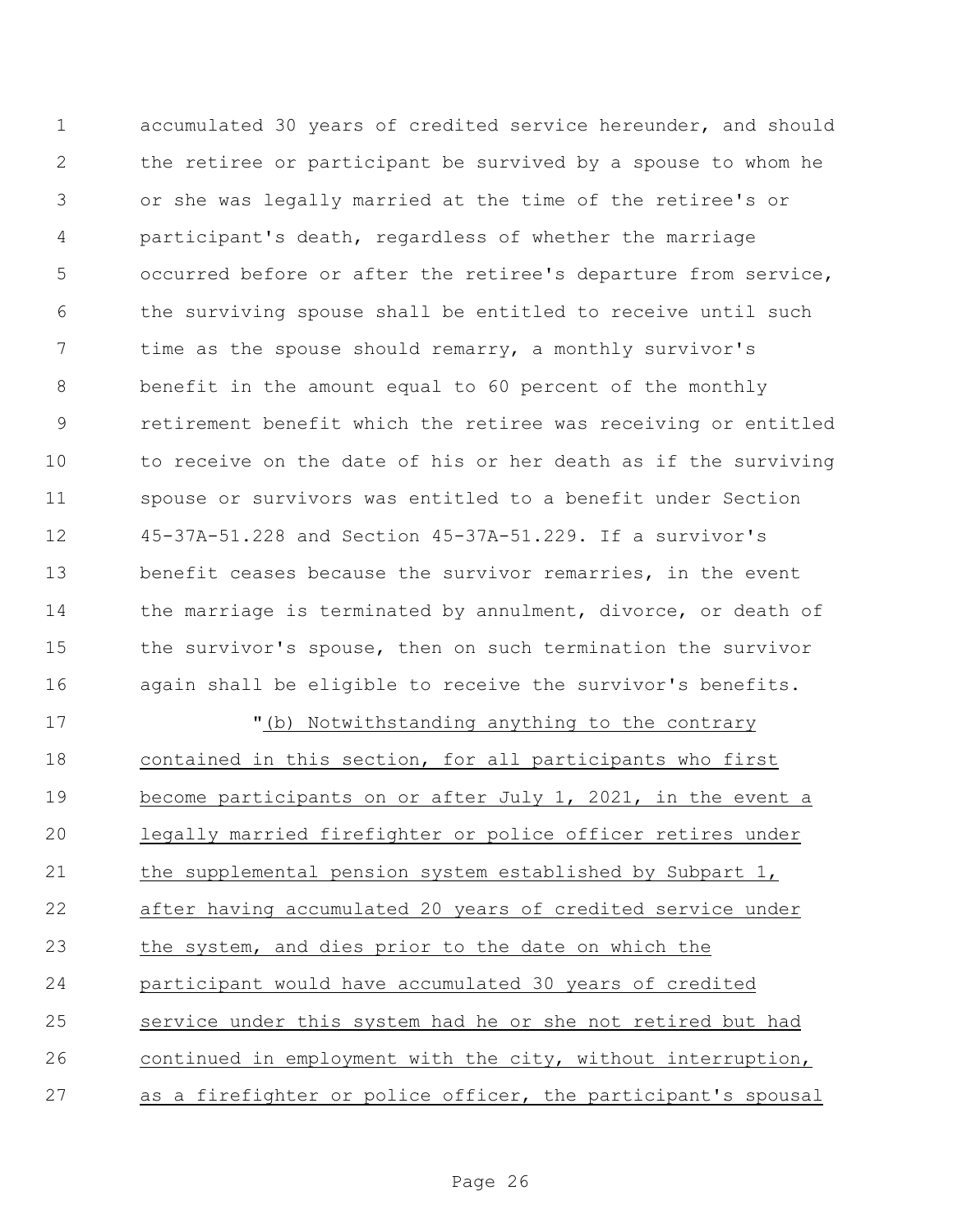accumulated 30 years of credited service hereunder, and should the retiree or participant be survived by a spouse to whom he or she was legally married at the time of the retiree's or participant's death, regardless of whether the marriage occurred before or after the retiree's departure from service, the surviving spouse shall be entitled to receive until such time as the spouse should remarry, a monthly survivor's benefit in the amount equal to 60 percent of the monthly retirement benefit which the retiree was receiving or entitled to receive on the date of his or her death as if the surviving spouse or survivors was entitled to a benefit under Section 45-37A-51.228 and Section 45-37A-51.229. If a survivor's benefit ceases because the survivor remarries, in the event the marriage is terminated by annulment, divorce, or death of the survivor's spouse, then on such termination the survivor again shall be eligible to receive the survivor's benefits.

"(b) Notwithstanding anything to the contrary contained in this section, for all participants who first become participants on or after July 1, 2021, in the event a legally married firefighter or police officer retires under the supplemental pension system established by Subpart 1, after having accumulated 20 years of credited service under the system, and dies prior to the date on which the participant would have accumulated 30 years of credited service under this system had he or she not retired but had continued in employment with the city, without interruption, as a firefighter or police officer, the participant's spousal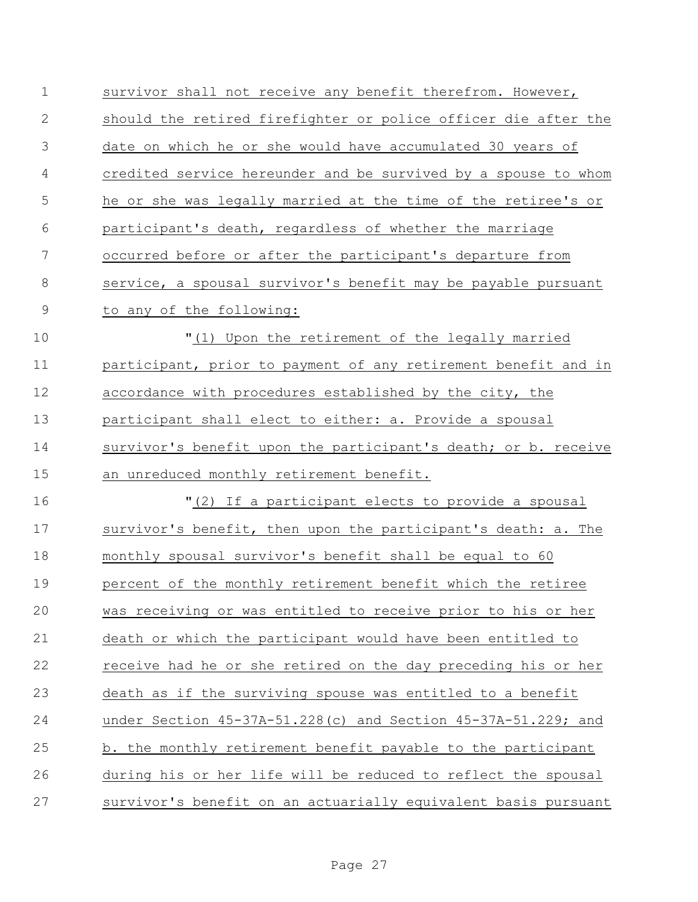survivor shall not receive any benefit therefrom. However, should the retired firefighter or police officer die after the date on which he or she would have accumulated 30 years of credited service hereunder and be survived by a spouse to whom he or she was legally married at the time of the retiree's or participant's death, regardless of whether the marriage occurred before or after the participant's departure from service, a spousal survivor's benefit may be payable pursuant to any of the following:

"(1) Upon the retirement of the legally married participant, prior to payment of any retirement benefit and in accordance with procedures established by the city, the participant shall elect to either: a. Provide a spousal survivor's benefit upon the participant's death; or b. receive an unreduced monthly retirement benefit.

"(2) If a participant elects to provide a spousal survivor's benefit, then upon the participant's death: a. The monthly spousal survivor's benefit shall be equal to 60 percent of the monthly retirement benefit which the retiree was receiving or was entitled to receive prior to his or her death or which the participant would have been entitled to receive had he or she retired on the day preceding his or her death as if the surviving spouse was entitled to a benefit under Section 45-37A-51.228(c) and Section 45-37A-51.229; and b. the monthly retirement benefit payable to the participant during his or her life will be reduced to reflect the spousal survivor's benefit on an actuarially equivalent basis pursuant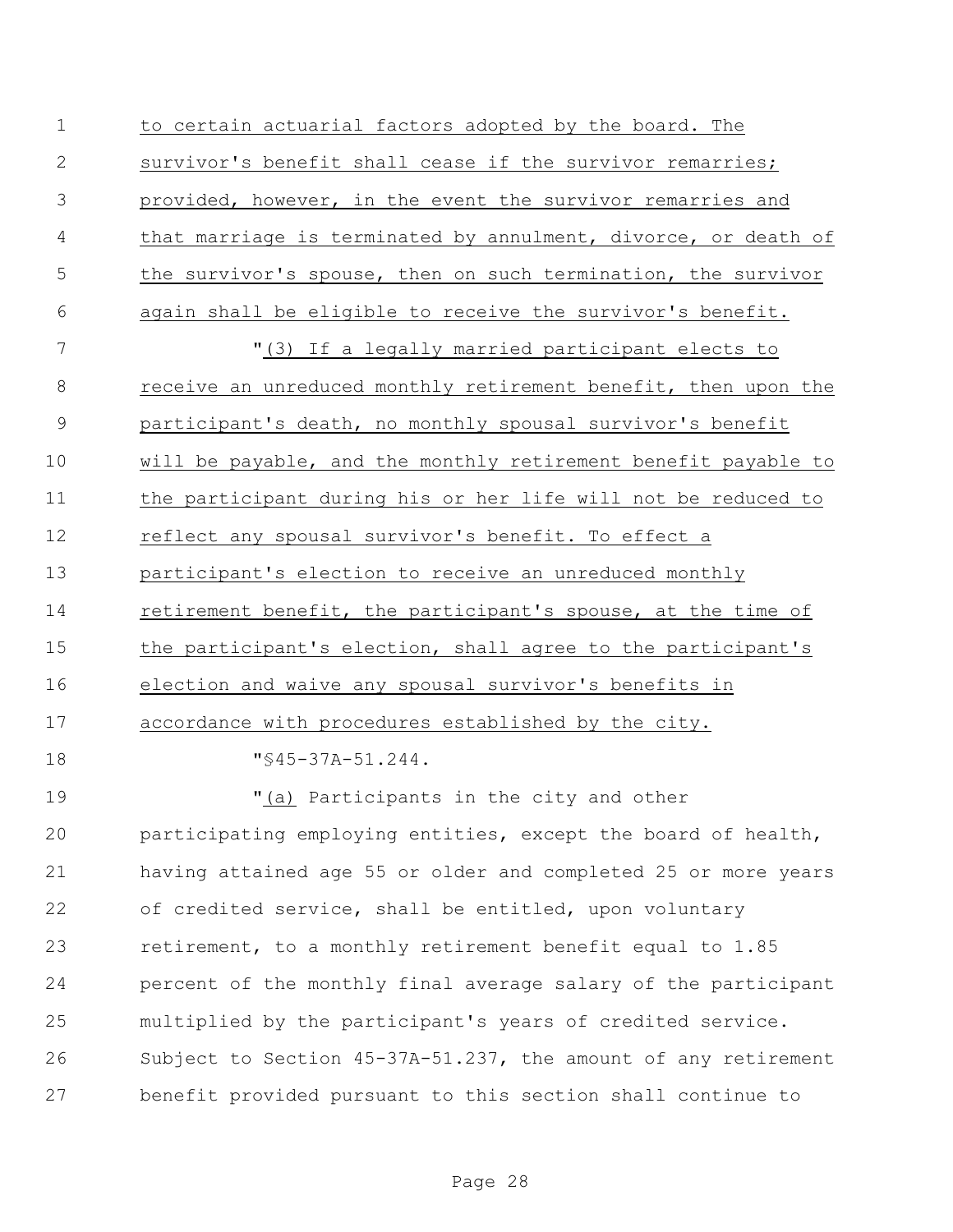to certain actuarial factors adopted by the board. The survivor's benefit shall cease if the survivor remarries; provided, however, in the event the survivor remarries and that marriage is terminated by annulment, divorce, or death of the survivor's spouse, then on such termination, the survivor again shall be eligible to receive the survivor's benefit.

"(3) If a legally married participant elects to receive an unreduced monthly retirement benefit, then upon the participant's death, no monthly spousal survivor's benefit will be payable, and the monthly retirement benefit payable to the participant during his or her life will not be reduced to reflect any spousal survivor's benefit. To effect a participant's election to receive an unreduced monthly retirement benefit, the participant's spouse, at the time of the participant's election, shall agree to the participant's election and waive any spousal survivor's benefits in accordance with procedures established by the city.

"§45-37A-51.244.

"(a) Participants in the city and other participating employing entities, except the board of health, having attained age 55 or older and completed 25 or more years of credited service, shall be entitled, upon voluntary retirement, to a monthly retirement benefit equal to 1.85 percent of the monthly final average salary of the participant multiplied by the participant's years of credited service. Subject to Section 45-37A-51.237, the amount of any retirement benefit provided pursuant to this section shall continue to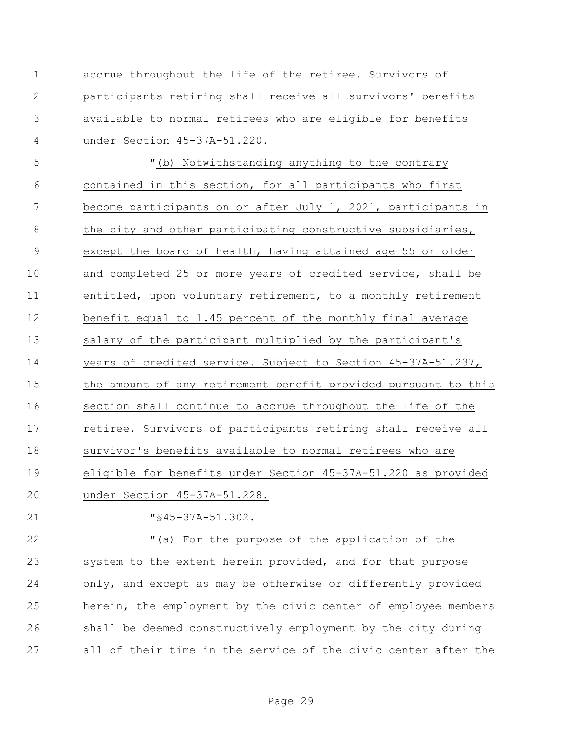accrue throughout the life of the retiree. Survivors of participants retiring shall receive all survivors' benefits available to normal retirees who are eligible for benefits under Section 45-37A-51.220.

"(b) Notwithstanding anything to the contrary contained in this section, for all participants who first become participants on or after July 1, 2021, participants in the city and other participating constructive subsidiaries, except the board of health, having attained age 55 or older and completed 25 or more years of credited service, shall be entitled, upon voluntary retirement, to a monthly retirement benefit equal to 1.45 percent of the monthly final average salary of the participant multiplied by the participant's years of credited service. Subject to Section 45-37A-51.237, the amount of any retirement benefit provided pursuant to this section shall continue to accrue throughout the life of the retiree. Survivors of participants retiring shall receive all survivor's benefits available to normal retirees who are eligible for benefits under Section 45-37A-51.220 as provided under Section 45-37A-51.228.

"§45-37A-51.302.

"(a) For the purpose of the application of the system to the extent herein provided, and for that purpose only, and except as may be otherwise or differently provided herein, the employment by the civic center of employee members shall be deemed constructively employment by the city during all of their time in the service of the civic center after the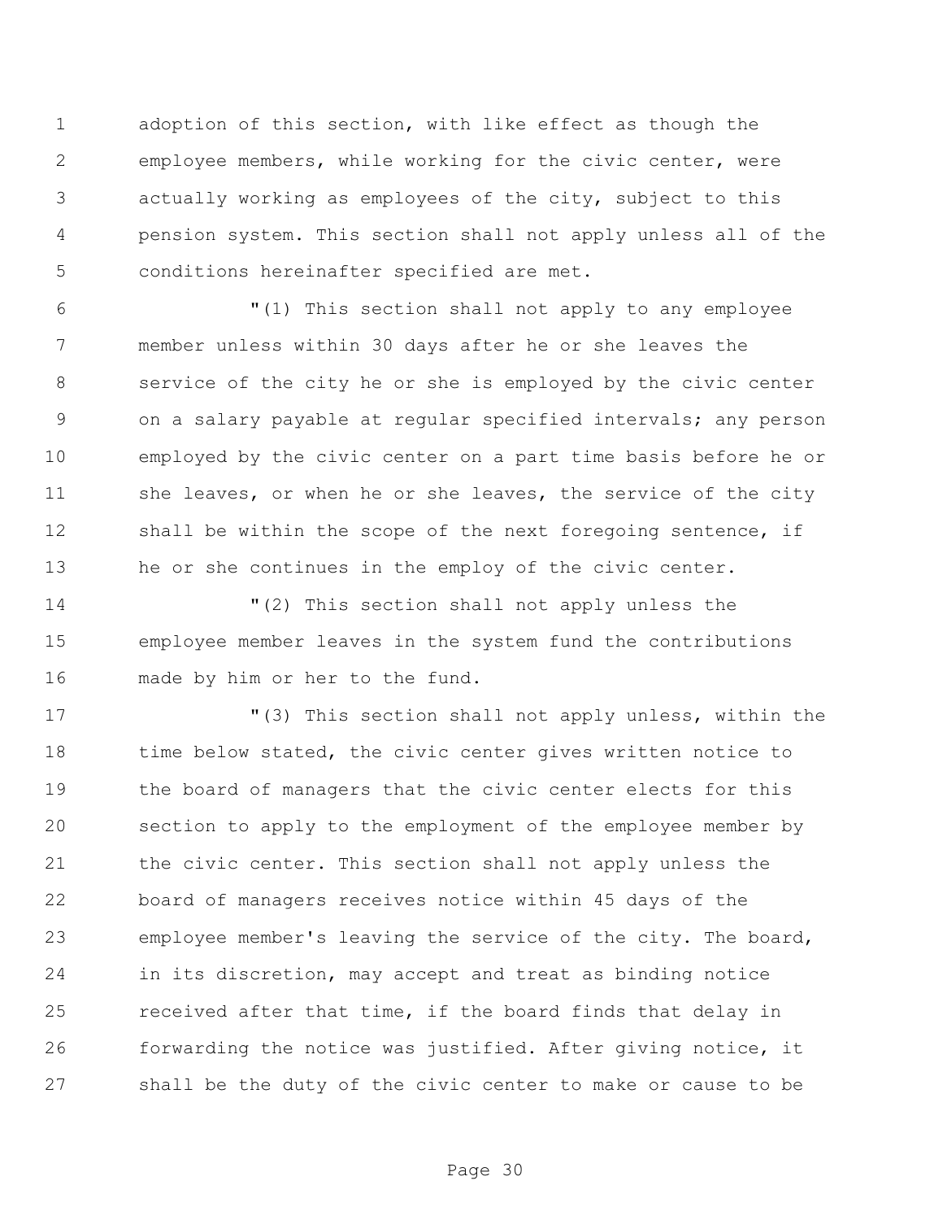adoption of this section, with like effect as though the employee members, while working for the civic center, were actually working as employees of the city, subject to this pension system. This section shall not apply unless all of the conditions hereinafter specified are met.

"(1) This section shall not apply to any employee member unless within 30 days after he or she leaves the service of the city he or she is employed by the civic center on a salary payable at regular specified intervals; any person employed by the civic center on a part time basis before he or she leaves, or when he or she leaves, the service of the city shall be within the scope of the next foregoing sentence, if he or she continues in the employ of the civic center.

"(2) This section shall not apply unless the employee member leaves in the system fund the contributions made by him or her to the fund.

"(3) This section shall not apply unless, within the time below stated, the civic center gives written notice to the board of managers that the civic center elects for this section to apply to the employment of the employee member by the civic center. This section shall not apply unless the board of managers receives notice within 45 days of the employee member's leaving the service of the city. The board, in its discretion, may accept and treat as binding notice received after that time, if the board finds that delay in forwarding the notice was justified. After giving notice, it shall be the duty of the civic center to make or cause to be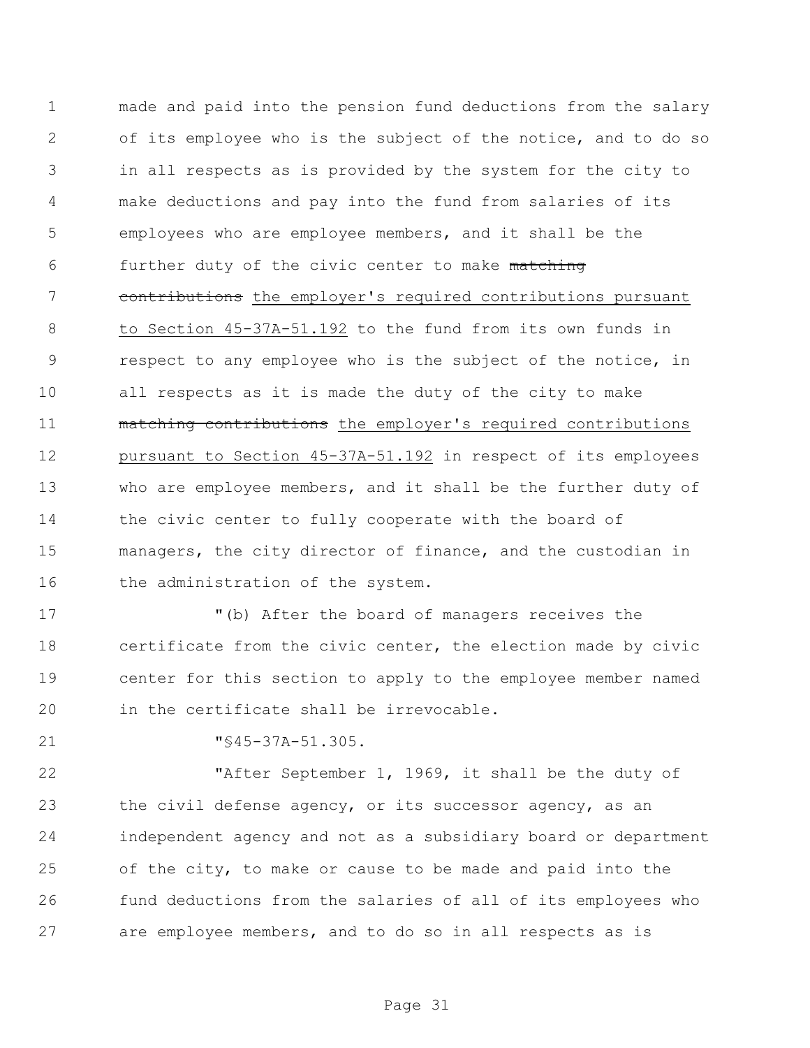made and paid into the pension fund deductions from the salary of its employee who is the subject of the notice, and to do so in all respects as is provided by the system for the city to make deductions and pay into the fund from salaries of its employees who are employee members, and it shall be the further duty of the civic center to make ~~matching contributions~~ the employer's required contributions pursuant to Section 45-37A-51.192 to the fund from its own funds in respect to any employee who is the subject of the notice, in all respects as it is made the duty of the city to make ~~matching contributions~~ the employer's required contributions pursuant to Section 45-37A-51.192 in respect of its employees who are employee members, and it shall be the further duty of the civic center to fully cooperate with the board of managers, the city director of finance, and the custodian in the administration of the system.

"(b) After the board of managers receives the certificate from the civic center, the election made by civic center for this section to apply to the employee member named in the certificate shall be irrevocable.

"§45-37A-51.305.

"After September 1, 1969, it shall be the duty of the civil defense agency, or its successor agency, as an independent agency and not as a subsidiary board or department of the city, to make or cause to be made and paid into the fund deductions from the salaries of all of its employees who are employee members, and to do so in all respects as is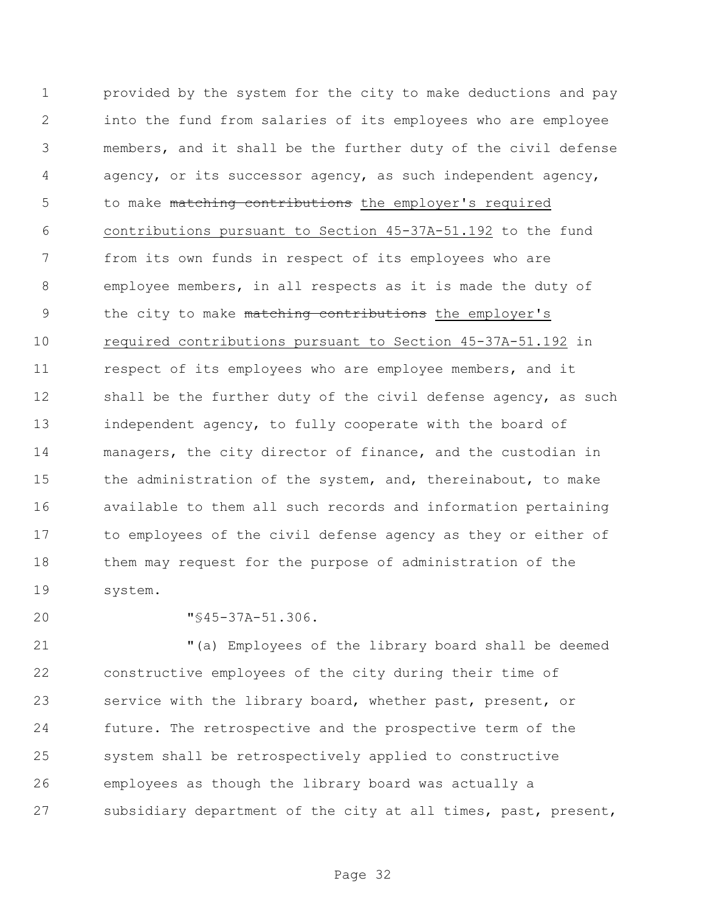provided by the system for the city to make deductions and pay into the fund from salaries of its employees who are employee members, and it shall be the further duty of the civil defense agency, or its successor agency, as such independent agency, to make ~~matching contributions~~ <u>the employer's required contributions pursuant to Section 45-37A-51.192</u> to the fund from its own funds in respect of its employees who are employee members, in all respects as it is made the duty of the city to make ~~matching contributions~~ <u>the employer's required contributions pursuant to Section 45-37A-51.192</u> in respect of its employees who are employee members, and it shall be the further duty of the civil defense agency, as such independent agency, to fully cooperate with the board of managers, the city director of finance, and the custodian in the administration of the system, and, thereinabout, to make available to them all such records and information pertaining to employees of the civil defense agency as they or either of them may request for the purpose of administration of the system.

"§45-37A-51.306.

"(a) Employees of the library board shall be deemed constructive employees of the city during their time of service with the library board, whether past, present, or future. The retrospective and the prospective term of the system shall be retrospectively applied to constructive employees as though the library board was actually a subsidiary department of the city at all times, past, present,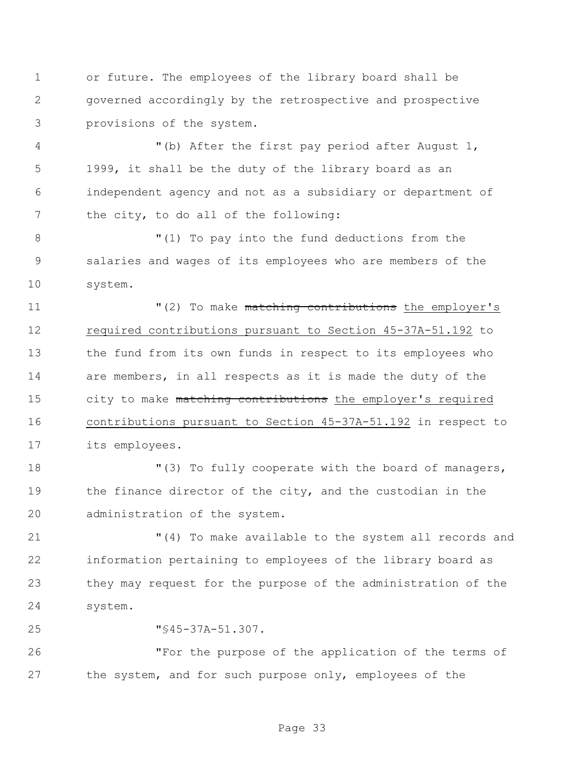or future. The employees of the library board shall be governed accordingly by the retrospective and prospective provisions of the system.

"(b) After the first pay period after August 1, 1999, it shall be the duty of the library board as an independent agency and not as a subsidiary or department of the city, to do all of the following:

"(1) To pay into the fund deductions from the salaries and wages of its employees who are members of the system.

"(2) To make ~~matching contributions~~ <u>the employer's required contributions pursuant to Section 45-37A-51.192</u> to the fund from its own funds in respect to its employees who are members, in all respects as it is made the duty of the city to make ~~matching contributions~~ <u>the employer's required contributions pursuant to Section 45-37A-51.192</u> in respect to its employees.

"(3) To fully cooperate with the board of managers, the finance director of the city, and the custodian in the administration of the system.

"(4) To make available to the system all records and information pertaining to employees of the library board as they may request for the purpose of the administration of the system.

"§45-37A-51.307.

"For the purpose of the application of the terms of the system, and for such purpose only, employees of the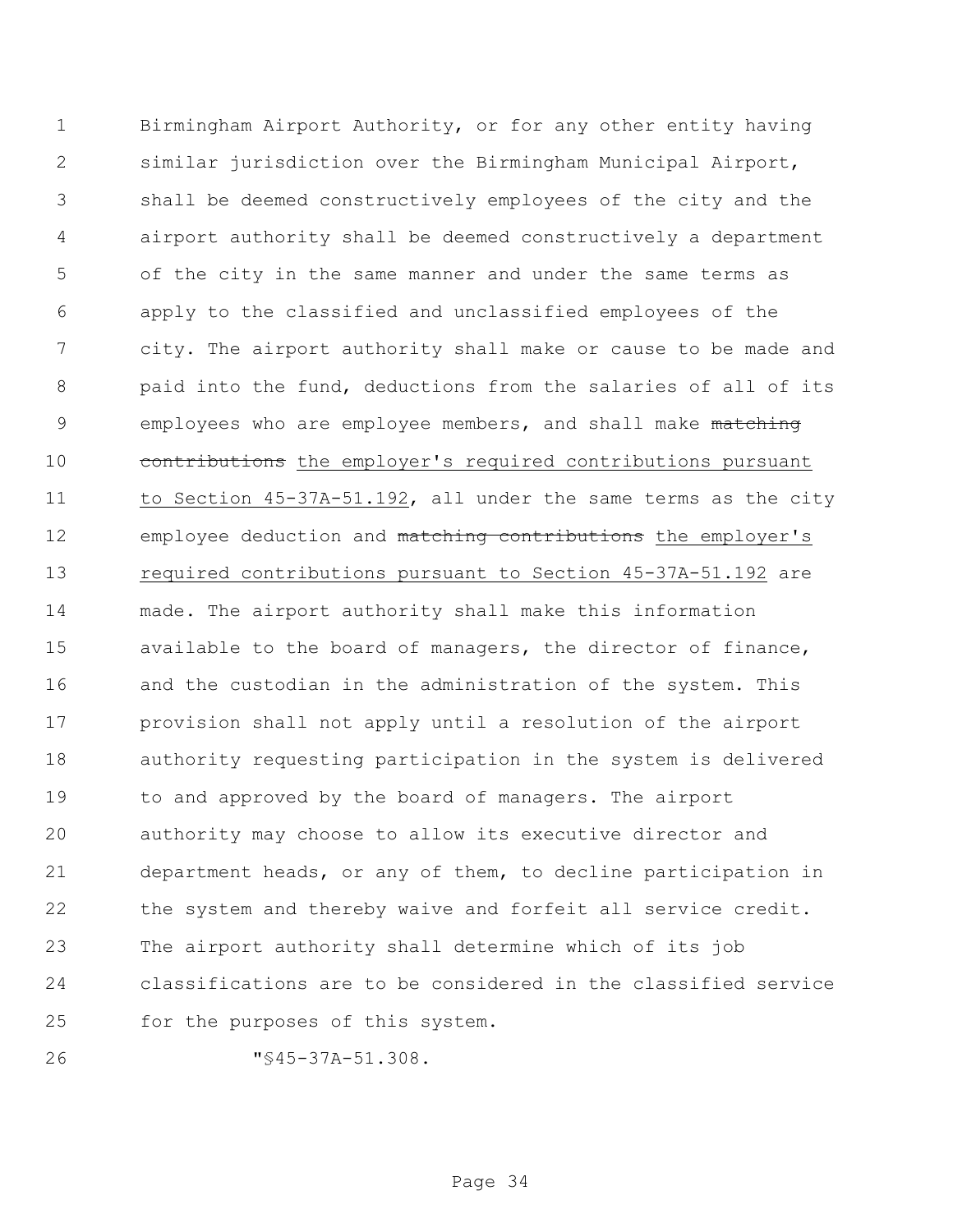Birmingham Airport Authority, or for any other entity having similar jurisdiction over the Birmingham Municipal Airport, shall be deemed constructively employees of the city and the airport authority shall be deemed constructively a department of the city in the same manner and under the same terms as apply to the classified and unclassified employees of the city. The airport authority shall make or cause to be made and paid into the fund, deductions from the salaries of all of its employees who are employee members, and shall make ~~matching contributions~~ the employer's required contributions pursuant to Section 45-37A-51.192, all under the same terms as the city employee deduction and ~~matching contributions~~ the employer's required contributions pursuant to Section 45-37A-51.192 are made. The airport authority shall make this information available to the board of managers, the director of finance, and the custodian in the administration of the system. This provision shall not apply until a resolution of the airport authority requesting participation in the system is delivered to and approved by the board of managers. The airport authority may choose to allow its executive director and department heads, or any of them, to decline participation in the system and thereby waive and forfeit all service credit. The airport authority shall determine which of its job classifications are to be considered in the classified service for the purposes of this system.

"§45-37A-51.308.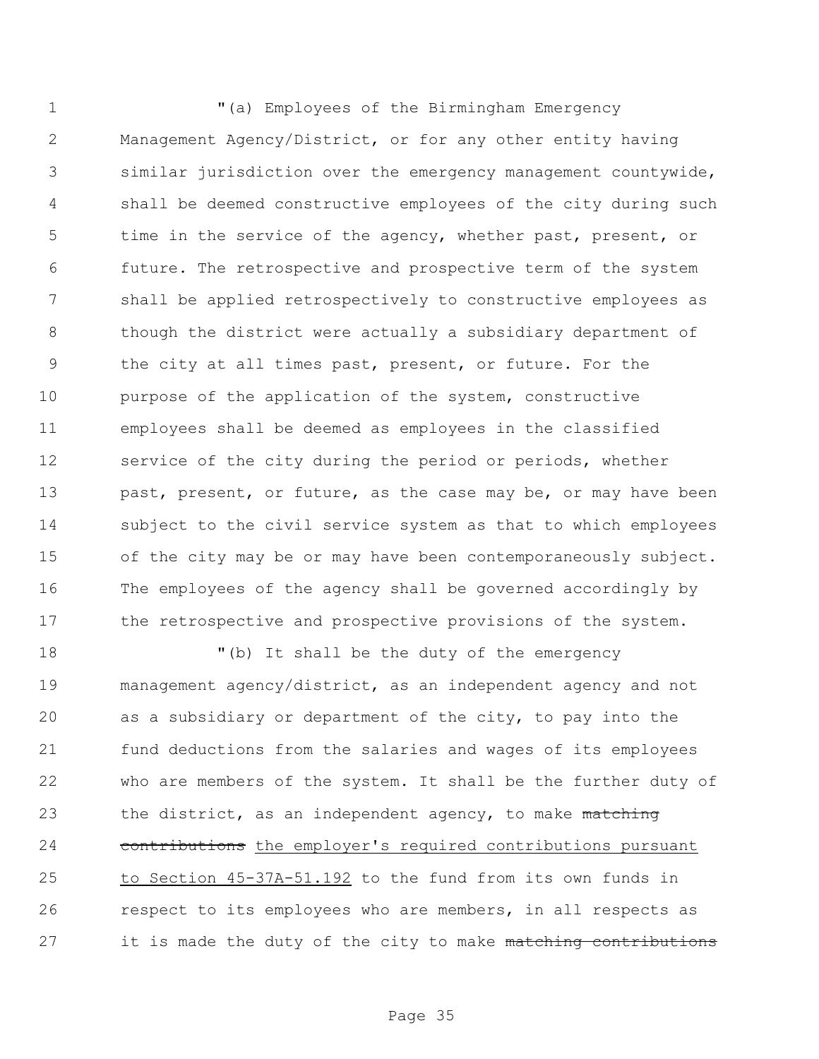"(a) Employees of the Birmingham Emergency Management Agency/District, or for any other entity having similar jurisdiction over the emergency management countywide, shall be deemed constructive employees of the city during such time in the service of the agency, whether past, present, or future. The retrospective and prospective term of the system shall be applied retrospectively to constructive employees as though the district were actually a subsidiary department of the city at all times past, present, or future. For the purpose of the application of the system, constructive employees shall be deemed as employees in the classified service of the city during the period or periods, whether past, present, or future, as the case may be, or may have been subject to the civil service system as that to which employees of the city may be or may have been contemporaneously subject. The employees of the agency shall be governed accordingly by the retrospective and prospective provisions of the system.

"(b) It shall be the duty of the emergency management agency/district, as an independent agency and not as a subsidiary or department of the city, to pay into the fund deductions from the salaries and wages of its employees who are members of the system. It shall be the further duty of the district, as an independent agency, to make ~~matching contributions~~ <u>the employer's required contributions pursuant to Section 45-37A-51.192</u> to the fund from its own funds in respect to its employees who are members, in all respects as it is made the duty of the city to make ~~matching contributions~~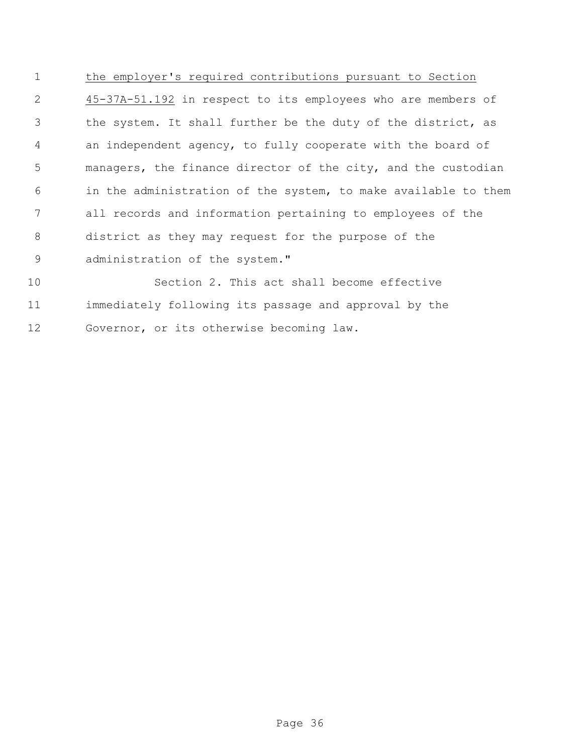the employer's required contributions pursuant to Section 45-37A-51.192 in respect to its employees who are members of the system. It shall further be the duty of the district, as an independent agency, to fully cooperate with the board of managers, the finance director of the city, and the custodian in the administration of the system, to make available to them all records and information pertaining to employees of the district as they may request for the purpose of the administration of the system."

Section 2. This act shall become effective immediately following its passage and approval by the Governor, or its otherwise becoming law.